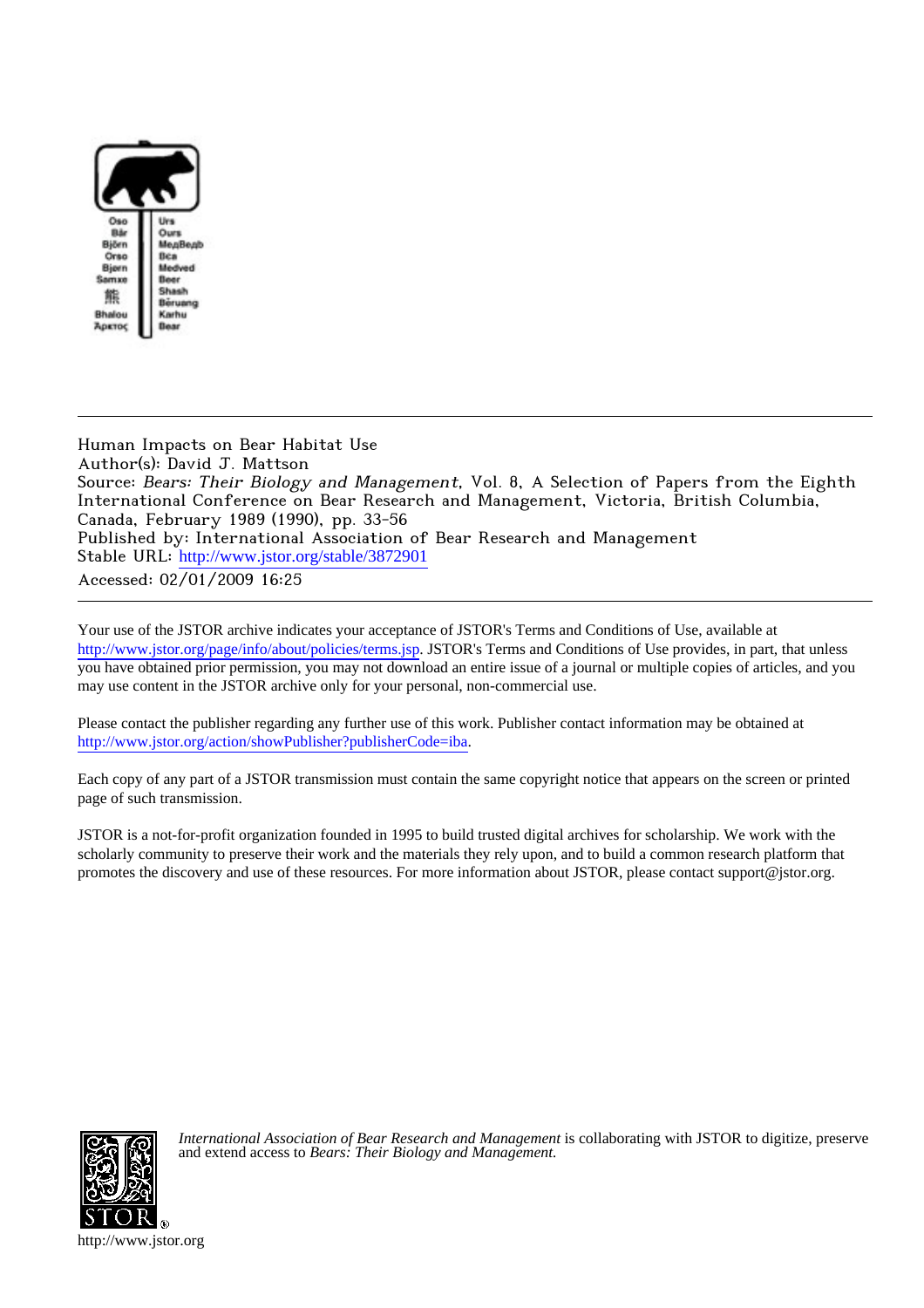Human Impacts on Bear Habitat Use
Author(s): David J. Mattson
Source: *Bears: Their Biology and Management*, Vol. 8, A Selection of Papers from the Eighth International Conference on Bear Research and Management, Victoria, British Columbia, Canada, February 1989 (1990), pp. 33-56
Published by: International Association of Bear Research and Management
Stable URL: http://www.jstor.org/stable/3872901
Accessed: 02/01/2009 16:25

---

Your use of the JSTOR archive indicates your acceptance of JSTOR's Terms and Conditions of Use, available at http://www.jstor.org/page/info/about/policies/terms.jsp. JSTOR's Terms and Conditions of Use provides, in part, that unless you have obtained prior permission, you may not download an entire issue of a journal or multiple copies of articles, and you may use content in the JSTOR archive only for your personal, non-commercial use.

Please contact the publisher regarding any further use of this work. Publisher contact information may be obtained at http://www.jstor.org/action/showPublisher?publisherCode=iba.

Each copy of any part of a JSTOR transmission must contain the same copyright notice that appears on the screen or printed page of such transmission.

JSTOR is a not-for-profit organization founded in 1995 to build trusted digital archives for scholarship. We work with the scholarly community to preserve their work and the materials they rely upon, and to build a common research platform that promotes the discovery and use of these resources. For more information about JSTOR, please contact support@jstor.org.

*International Association of Bear Research and Management* is collaborating with JSTOR to digitize, preserve and extend access to *Bears: Their Biology and Management.*

http://www.jstor.org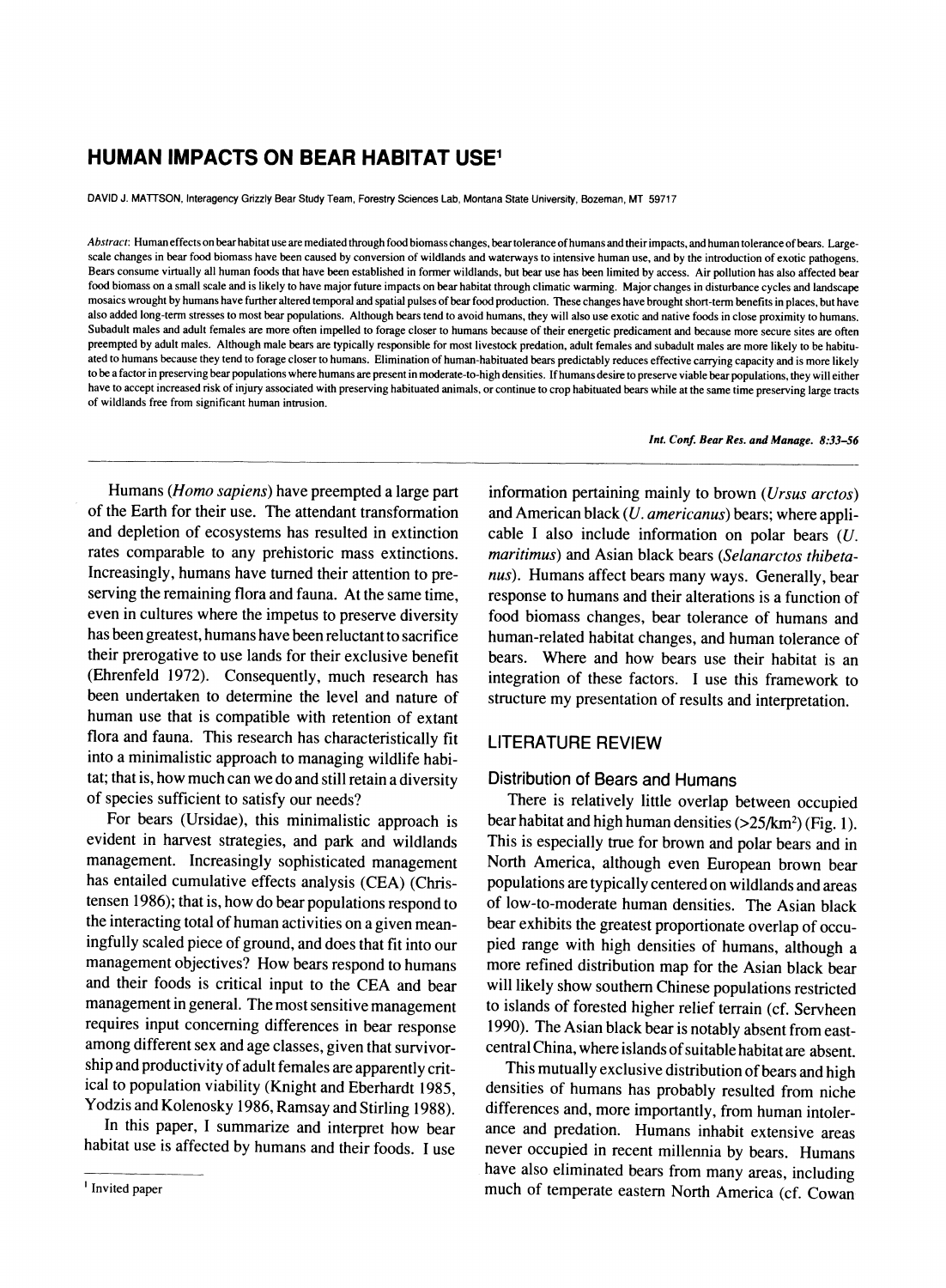# HUMAN IMPACTS ON BEAR HABITAT USE[1]

DAVID J. MATTSON, Interagency Grizzly Bear Study Team, Forestry Sciences Lab, Montana State University, Bozeman, MT 59717

*Abstract*: Human effects on bear habitat use are mediated through food biomass changes, bear tolerance of humans and their impacts, and human tolerance of bears. Large-scale changes in bear food biomass have been caused by conversion of wildlands and waterways to intensive human use, and by the introduction of exotic pathogens. Bears consume virtually all human foods that have been established in former wildlands, but bear use has been limited by access. Air pollution has also affected bear food biomass on a small scale and is likely to have major future impacts on bear habitat through climatic warming. Major changes in disturbance cycles and landscape mosaics wrought by humans have further altered temporal and spatial pulses of bear food production. These changes have brought short-term benefits in places, but have also added long-term stresses to most bear populations. Although bears tend to avoid humans, they will also use exotic and native foods in close proximity to humans. Subadult males and adult females are more often impelled to forage closer to humans because of their energetic predicament and because more secure sites are often preempted by adult males. Although male bears are typically responsible for most livestock predation, adult females and subadult males are more likely to be habituated to humans because they tend to forage closer to humans. Elimination of human-habituated bears predictably reduces effective carrying capacity and is more likely to be a factor in preserving bear populations where humans are present in moderate-to-high densities. If humans desire to preserve viable bear populations, they will either have to accept increased risk of injury associated with preserving habituated animals, or continue to crop habituated bears while at the same time preserving large tracts of wildlands free from significant human intrusion.

Humans (*Homo sapiens*) have preempted a large part of the Earth for their use. The attendant transformation and depletion of ecosystems has resulted in extinction rates comparable to any prehistoric mass extinctions. Increasingly, humans have turned their attention to preserving the remaining flora and fauna. At the same time, even in cultures where the impetus to preserve diversity has been greatest, humans have been reluctant to sacrifice their prerogative to use lands for their exclusive benefit (Ehrenfeld 1972). Consequently, much research has been undertaken to determine the level and nature of human use that is compatible with retention of extant flora and fauna. This research has characteristically fit into a minimalistic approach to managing wildlife habitat; that is, how much can we do and still retain a diversity of species sufficient to satisfy our needs?

For bears (Ursidae), this minimalistic approach is evident in harvest strategies, and park and wildlands management. Increasingly sophisticated management has entailed cumulative effects analysis (CEA) (Christensen 1986); that is, how do bear populations respond to the interacting total of human activities on a given meaningfully scaled piece of ground, and does that fit into our management objectives? How bears respond to humans and their foods is critical input to the CEA and bear management in general. The most sensitive management requires input concerning differences in bear response among different sex and age classes, given that survivorship and productivity of adult females are apparently critical to population viability (Knight and Eberhardt 1985, Yodzis and Kolenosky 1986, Ramsay and Stirling 1988).

In this paper, I summarize and interpret how bear habitat use is affected by humans and their foods. I use information pertaining mainly to brown (*Ursus arctos*) and American black (*U. americanus*) bears; where applicable I also include information on polar bears (*U. maritimus*) and Asian black bears (*Selanarctos thibetanus*). Humans affect bears many ways. Generally, bear response to humans and their alterations is a function of food biomass changes, bear tolerance of humans and human-related habitat changes, and human tolerance of bears. Where and how bears use their habitat is an integration of these factors. I use this framework to structure my presentation of results and interpretation.

## LITERATURE REVIEW

### Distribution of Bears and Humans

There is relatively little overlap between occupied bear habitat and high human densities (>25/km$^2$) (Fig. 1). This is especially true for brown and polar bears and in North America, although even European brown bear populations are typically centered on wildlands and areas of low-to-moderate human densities. The Asian black bear exhibits the greatest proportionate overlap of occupied range with high densities of humans, although a more refined distribution map for the Asian black bear will likely show southern Chinese populations restricted to islands of forested higher relief terrain (cf. Servheen 1990). The Asian black bear is notably absent from east-central China, where islands of suitable habitat are absent.

This mutually exclusive distribution of bears and high densities of humans has probably resulted from niche differences and, more importantly, from human intolerance and predation. Humans inhabit extensive areas never occupied in recent millennia by bears. Humans have also eliminated bears from many areas, including much of temperate eastern North America (cf. Cowan

[1] Invited paper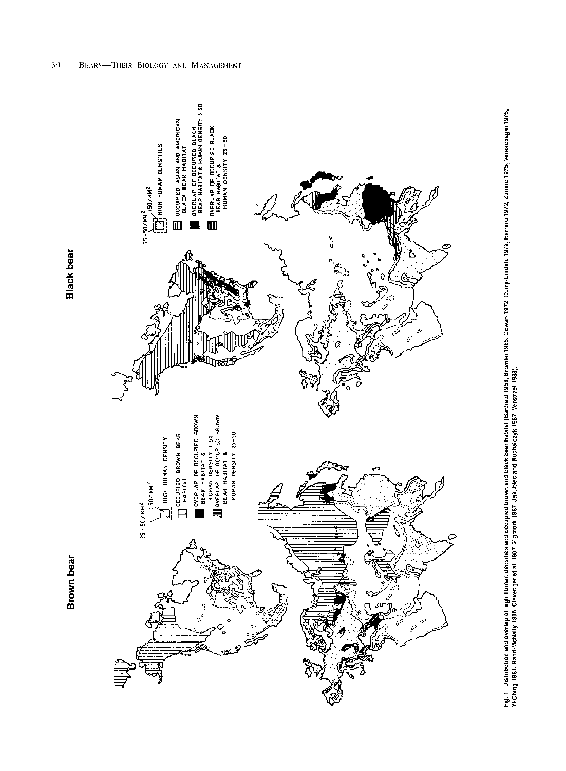Brown bear

25 - 50/KM²

> 50/KM²

HIGH HUMAN DENSITY

OCCUPIED BROWN BEAR HABITAT

OVERLAP OF OCCUPIED BROWN BEAR HABITAT & HUMAN DENSITY > 50

OVERLAP OF OCCUPIED BROWN BEAR HABITAT & HUMAN DENSITY 25-50

Black bear

25 - 50/KM²

50/KM²

HIGH HUMAN DENSITIES

OCCUPIED ASIAN AND AMERICAN BLACK BEAR HABITAT

OVERLAP OF OCCUPIED BLACK BEAR HABITAT & HUMAN DENSITY > 50

OVERLAP OF OCCUPIED BLACK BEAR HABITAT & HUMAN DENSITY 25 - 50

Fig. 1. Distribution and overlap of high human densities and occupied brown and black bear habitat (Banfield 1958, Bromlei 1965, Cowan 1972, Curry-Lindahl 1972, Herrero 1972, Zunino 1975, Vereschagin 1976, Yi-Ching 1981, Rand-McNally 1986, Clevenger et al. 1987, Elgmork 1987, Jakubiec and Buchalczyk 1987, Verstreel 1988).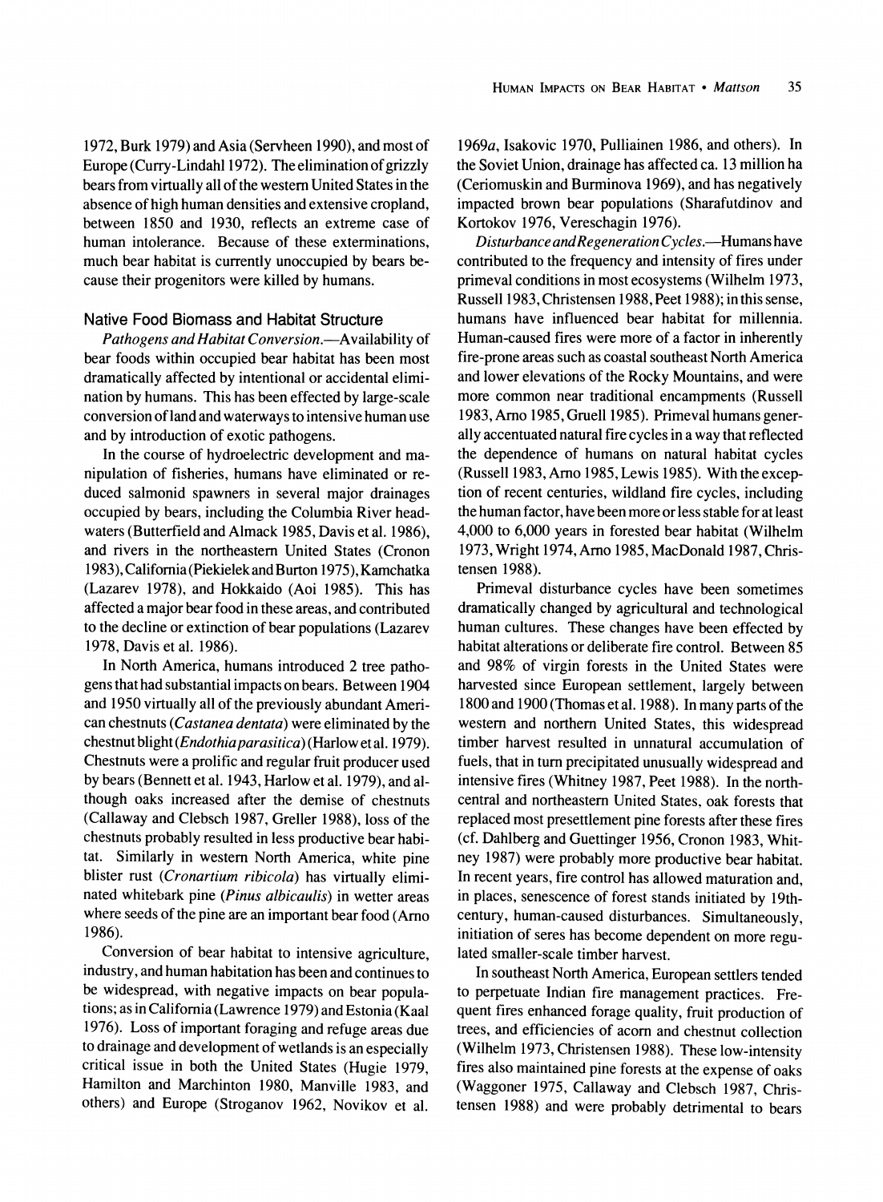1972, Burk 1979) and Asia (Servheen 1990), and most of Europe (Curry-Lindahl 1972). The elimination of grizzly bears from virtually all of the western United States in the absence of high human densities and extensive cropland, between 1850 and 1930, reflects an extreme case of human intolerance. Because of these exterminations, much bear habitat is currently unoccupied by bears because their progenitors were killed by humans.

## Native Food Biomass and Habitat Structure

*Pathogens and Habitat Conversion*.—Availability of bear foods within occupied bear habitat has been most dramatically affected by intentional or accidental elimination by humans. This has been effected by large-scale conversion of land and waterways to intensive human use and by introduction of exotic pathogens.

In the course of hydroelectric development and manipulation of fisheries, humans have eliminated or reduced salmonid spawners in several major drainages occupied by bears, including the Columbia River headwaters (Butterfield and Almack 1985, Davis et al. 1986), and rivers in the northeastern United States (Cronon 1983), California (Piekielek and Burton 1975), Kamchatka (Lazarev 1978), and Hokkaido (Aoi 1985). This has affected a major bear food in these areas, and contributed to the decline or extinction of bear populations (Lazarev 1978, Davis et al. 1986).

In North America, humans introduced 2 tree pathogens that had substantial impacts on bears. Between 1904 and 1950 virtually all of the previously abundant American chestnuts (*Castanea dentata*) were eliminated by the chestnut blight (*Endothia parasitica*) (Harlow et al. 1979). Chestnuts were a prolific and regular fruit producer used by bears (Bennett et al. 1943, Harlow et al. 1979), and although oaks increased after the demise of chestnuts (Callaway and Clebsch 1987, Greller 1988), loss of the chestnuts probably resulted in less productive bear habitat. Similarly in western North America, white pine blister rust (*Cronartium ribicola*) has virtually eliminated whitebark pine (*Pinus albicaulis*) in wetter areas where seeds of the pine are an important bear food (Arno 1986).

Conversion of bear habitat to intensive agriculture, industry, and human habitation has been and continues to be widespread, with negative impacts on bear populations; as in California (Lawrence 1979) and Estonia (Kaal 1976). Loss of important foraging and refuge areas due to drainage and development of wetlands is an especially critical issue in both the United States (Hugie 1979, Hamilton and Marchinton 1980, Manville 1983, and others) and Europe (Stroganov 1962, Novikov et al. 1969*a*, Isakovic 1970, Pulliainen 1986, and others). In the Soviet Union, drainage has affected ca. 13 million ha (Ceriomuskin and Burminova 1969), and has negatively impacted brown bear populations (Sharafutdinov and Kortokov 1976, Vereschagin 1976).

*Disturbance and Regeneration Cycles*.—Humans have contributed to the frequency and intensity of fires under primeval conditions in most ecosystems (Wilhelm 1973, Russell 1983, Christensen 1988, Peet 1988); in this sense, humans have influenced bear habitat for millennia. Human-caused fires were more of a factor in inherently fire-prone areas such as coastal southeast North America and lower elevations of the Rocky Mountains, and were more common near traditional encampments (Russell 1983, Arno 1985, Gruell 1985). Primeval humans generally accentuated natural fire cycles in a way that reflected the dependence of humans on natural habitat cycles (Russell 1983, Arno 1985, Lewis 1985). With the exception of recent centuries, wildland fire cycles, including the human factor, have been more or less stable for at least 4,000 to 6,000 years in forested bear habitat (Wilhelm 1973, Wright 1974, Arno 1985, MacDonald 1987, Christensen 1988).

Primeval disturbance cycles have been sometimes dramatically changed by agricultural and technological human cultures. These changes have been effected by habitat alterations or deliberate fire control. Between 85 and 98% of virgin forests in the United States were harvested since European settlement, largely between 1800 and 1900 (Thomas et al. 1988). In many parts of the western and northern United States, this widespread timber harvest resulted in unnatural accumulation of fuels, that in turn precipitated unusually widespread and intensive fires (Whitney 1987, Peet 1988). In the north-central and northeastern United States, oak forests that replaced most presettlement pine forests after these fires (cf. Dahlberg and Guettinger 1956, Cronon 1983, Whitney 1987) were probably more productive bear habitat. In recent years, fire control has allowed maturation and, in places, senescence of forest stands initiated by 19th-century, human-caused disturbances. Simultaneously, initiation of seres has become dependent on more regulated smaller-scale timber harvest.

In southeast North America, European settlers tended to perpetuate Indian fire management practices. Frequent fires enhanced forage quality, fruit production of trees, and efficiencies of acorn and chestnut collection (Wilhelm 1973, Christensen 1988). These low-intensity fires also maintained pine forests at the expense of oaks (Waggoner 1975, Callaway and Clebsch 1987, Christensen 1988) and were probably detrimental to bears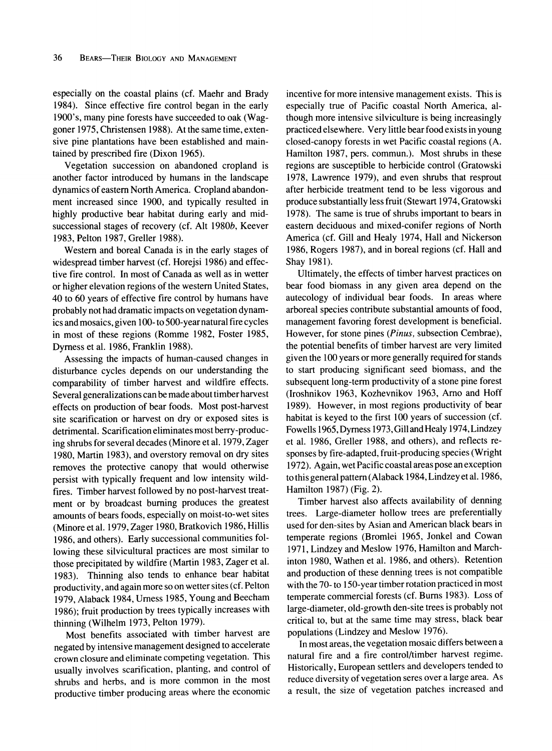especially on the coastal plains (cf. Maehr and Brady 1984). Since effective fire control began in the early 1900's, many pine forests have succeeded to oak (Waggoner 1975, Christensen 1988). At the same time, extensive pine plantations have been established and maintained by prescribed fire (Dixon 1965).

Vegetation succession on abandoned cropland is another factor introduced by humans in the landscape dynamics of eastern North America. Cropland abandonment increased since 1900, and typically resulted in highly productive bear habitat during early and mid-successional stages of recovery (cf. Alt 1980*b*, Keever 1983, Pelton 1987, Greller 1988).

Western and boreal Canada is in the early stages of widespread timber harvest (cf. Horejsi 1986) and effective fire control. In most of Canada as well as in wetter or higher elevation regions of the western United States, 40 to 60 years of effective fire control by humans have probably not had dramatic impacts on vegetation dynamics and mosaics, given 100- to 500-year natural fire cycles in most of these regions (Romme 1982, Foster 1985, Dyrness et al. 1986, Franklin 1988).

Assessing the impacts of human-caused changes in disturbance cycles depends on our understanding the comparability of timber harvest and wildfire effects. Several generalizations can be made about timber harvest effects on production of bear foods. Most post-harvest site scarification or harvest on dry or exposed sites is detrimental. Scarification eliminates most berry-producing shrubs for several decades (Minore et al. 1979, Zager 1980, Martin 1983), and overstory removal on dry sites removes the protective canopy that would otherwise persist with typically frequent and low intensity wildfires. Timber harvest followed by no post-harvest treatment or by broadcast burning produces the greatest amounts of bears foods, especially on moist-to-wet sites (Minore et al. 1979, Zager 1980, Bratkovich 1986, Hillis 1986, and others). Early successional communities following these silvicultural practices are most similar to those precipitated by wildfire (Martin 1983, Zager et al. 1983). Thinning also tends to enhance bear habitat productivity, and again more so on wetter sites (cf. Pelton 1979, Alaback 1984, Urness 1985, Young and Beecham 1986); fruit production by trees typically increases with thinning (Wilhelm 1973, Pelton 1979).

Most benefits associated with timber harvest are negated by intensive management designed to accelerate crown closure and eliminate competing vegetation. This usually involves scarification, planting, and control of shrubs and herbs, and is more common in the most productive timber producing areas where the economic incentive for more intensive management exists. This is especially true of Pacific coastal North America, although more intensive silviculture is being increasingly practiced elsewhere. Very little bear food exists in young closed-canopy forests in wet Pacific coastal regions (A. Hamilton 1987, pers. commun.). Most shrubs in these regions are susceptible to herbicide control (Gratowski 1978, Lawrence 1979), and even shrubs that resprout after herbicide treatment tend to be less vigorous and produce substantially less fruit (Stewart 1974, Gratowski 1978). The same is true of shrubs important to bears in eastern deciduous and mixed-conifer regions of North America (cf. Gill and Healy 1974, Hall and Nickerson 1986, Rogers 1987), and in boreal regions (cf. Hall and Shay 1981).

Ultimately, the effects of timber harvest practices on bear food biomass in any given area depend on the autecology of individual bear foods. In areas where arboreal species contribute substantial amounts of food, management favoring forest development is beneficial. However, for stone pines (*Pinus*, subsection Cembrae), the potential benefits of timber harvest are very limited given the 100 years or more generally required for stands to start producing significant seed biomass, and the subsequent long-term productivity of a stone pine forest (Iroshnikov 1963, Kozhevnikov 1963, Arno and Hoff 1989). However, in most regions productivity of bear habitat is keyed to the first 100 years of succession (cf. Fowells 1965, Dyrness 1973, Gill and Healy 1974, Lindzey et al. 1986, Greller 1988, and others), and reflects responses by fire-adapted, fruit-producing species (Wright 1972). Again, wet Pacific coastal areas pose an exception to this general pattern (Alaback 1984, Lindzey et al. 1986, Hamilton 1987) (Fig. 2).

Timber harvest also affects availability of denning trees. Large-diameter hollow trees are preferentially used for den-sites by Asian and American black bears in temperate regions (Bromlei 1965, Jonkel and Cowan 1971, Lindzey and Meslow 1976, Hamilton and Marchinton 1980, Wathen et al. 1986, and others). Retention and production of these denning trees is not compatible with the 70- to 150-year timber rotation practiced in most temperate commercial forests (cf. Burns 1983). Loss of large-diameter, old-growth den-site trees is probably not critical to, but at the same time may stress, black bear populations (Lindzey and Meslow 1976).

In most areas, the vegetation mosaic differs between a natural fire and a fire control/timber harvest regime. Historically, European settlers and developers tended to reduce diversity of vegetation seres over a large area. As a result, the size of vegetation patches increased and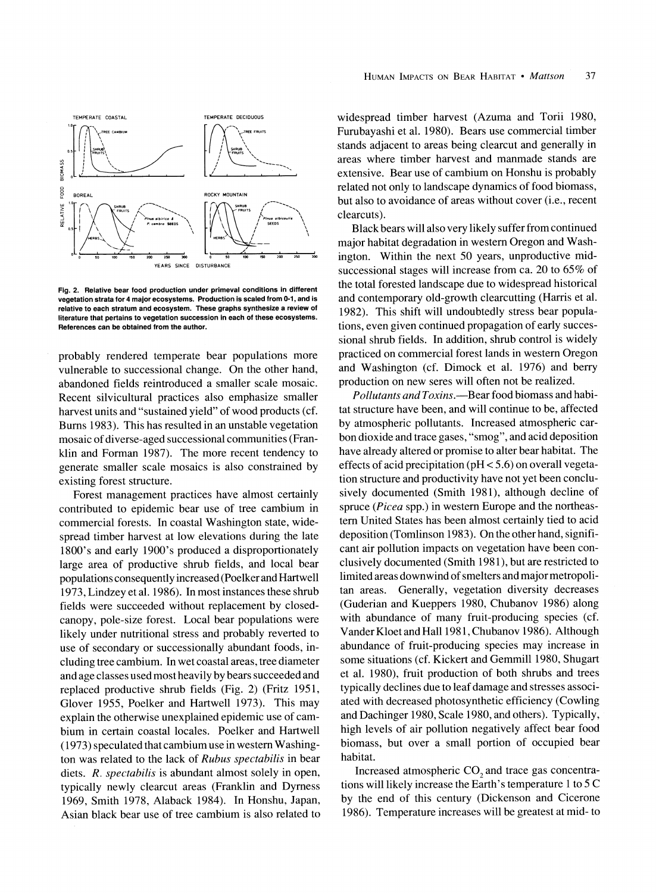Fig. 2. Relative bear food production under primeval conditions in different vegetation strata for 4 major ecosystems. Production is scaled from 0-1, and is relative to each stratum and ecosystem. These graphs synthesize a review of literature that pertains to vegetation succession in each of these ecosystems. References can be obtained from the author.

probably rendered temperate bear populations more vulnerable to successional change. On the other hand, abandoned fields reintroduced a smaller scale mosaic. Recent silvicultural practices also emphasize smaller harvest units and "sustained yield" of wood products (cf. Burns 1983). This has resulted in an unstable vegetation mosaic of diverse-aged successional communities (Franklin and Forman 1987). The more recent tendency to generate smaller scale mosaics is also constrained by existing forest structure.

Forest management practices have almost certainly contributed to epidemic bear use of tree cambium in commercial forests. In coastal Washington state, widespread timber harvest at low elevations during the late 1800's and early 1900's produced a disproportionately large area of productive shrub fields, and local bear populations consequently increased (Poelker and Hartwell 1973, Lindzey et al. 1986). In most instances these shrub fields were succeeded without replacement by closed-canopy, pole-size forest. Local bear populations were likely under nutritional stress and probably reverted to use of secondary or successionally abundant foods, including tree cambium. In wet coastal areas, tree diameter and age classes used most heavily by bears succeeded and replaced productive shrub fields (Fig. 2) (Fritz 1951, Glover 1955, Poelker and Hartwell 1973). This may explain the otherwise unexplained epidemic use of cambium in certain coastal locales. Poelker and Hartwell (1973) speculated that cambium use in western Washington was related to the lack of *Rubus spectabilis* in bear diets. *R. spectabilis* is abundant almost solely in open, typically newly clearcut areas (Franklin and Dyrness 1969, Smith 1978, Alaback 1984). In Honshu, Japan, Asian black bear use of tree cambium is also related to widespread timber harvest (Azuma and Torii 1980, Furubayashi et al. 1980). Bears use commercial timber stands adjacent to areas being clearcut and generally in areas where timber harvest and manmade stands are extensive. Bear use of cambium on Honshu is probably related not only to landscape dynamics of food biomass, but also to avoidance of areas without cover (i.e., recent clearcuts).

Black bears will also very likely suffer from continued major habitat degradation in western Oregon and Washington. Within the next 50 years, unproductive mid-successional stages will increase from ca. 20 to 65% of the total forested landscape due to widespread historical and contemporary old-growth clearcutting (Harris et al. 1982). This shift will undoubtedly stress bear populations, even given continued propagation of early successional shrub fields. In addition, shrub control is widely practiced on commercial forest lands in western Oregon and Washington (cf. Dimock et al. 1976) and berry production on new seres will often not be realized.

*Pollutants and Toxins*.—Bear food biomass and habitat structure have been, and will continue to be, affected by atmospheric pollutants. Increased atmospheric carbon dioxide and trace gases, "smog", and acid deposition have already altered or promise to alter bear habitat. The effects of acid precipitation (pH < 5.6) on overall vegetation structure and productivity have not yet been conclusively documented (Smith 1981), although decline of spruce (*Picea* spp.) in western Europe and the northeastern United States has been almost certainly tied to acid deposition (Tomlinson 1983). On the other hand, significant air pollution impacts on vegetation have been conclusively documented (Smith 1981), but are restricted to limited areas downwind of smelters and major metropolitan areas. Generally, vegetation diversity decreases (Guderian and Kueppers 1980, Chubanov 1986) along with abundance of many fruit-producing species (cf. Vander Kloet and Hall 1981, Chubanov 1986). Although abundance of fruit-producing species may increase in some situations (cf. Kickert and Gemmill 1980, Shugart et al. 1980), fruit production of both shrubs and trees typically declines due to leaf damage and stresses associated with decreased photosynthetic efficiency (Cowling and Dachinger 1980, Scale 1980, and others). Typically, high levels of air pollution negatively affect bear food biomass, but over a small portion of occupied bear habitat.

Increased atmospheric $CO_2$ and trace gas concentrations will likely increase the Earth's temperature 1 to 5 C by the end of this century (Dickenson and Cicerone 1986). Temperature increases will be greatest at mid- to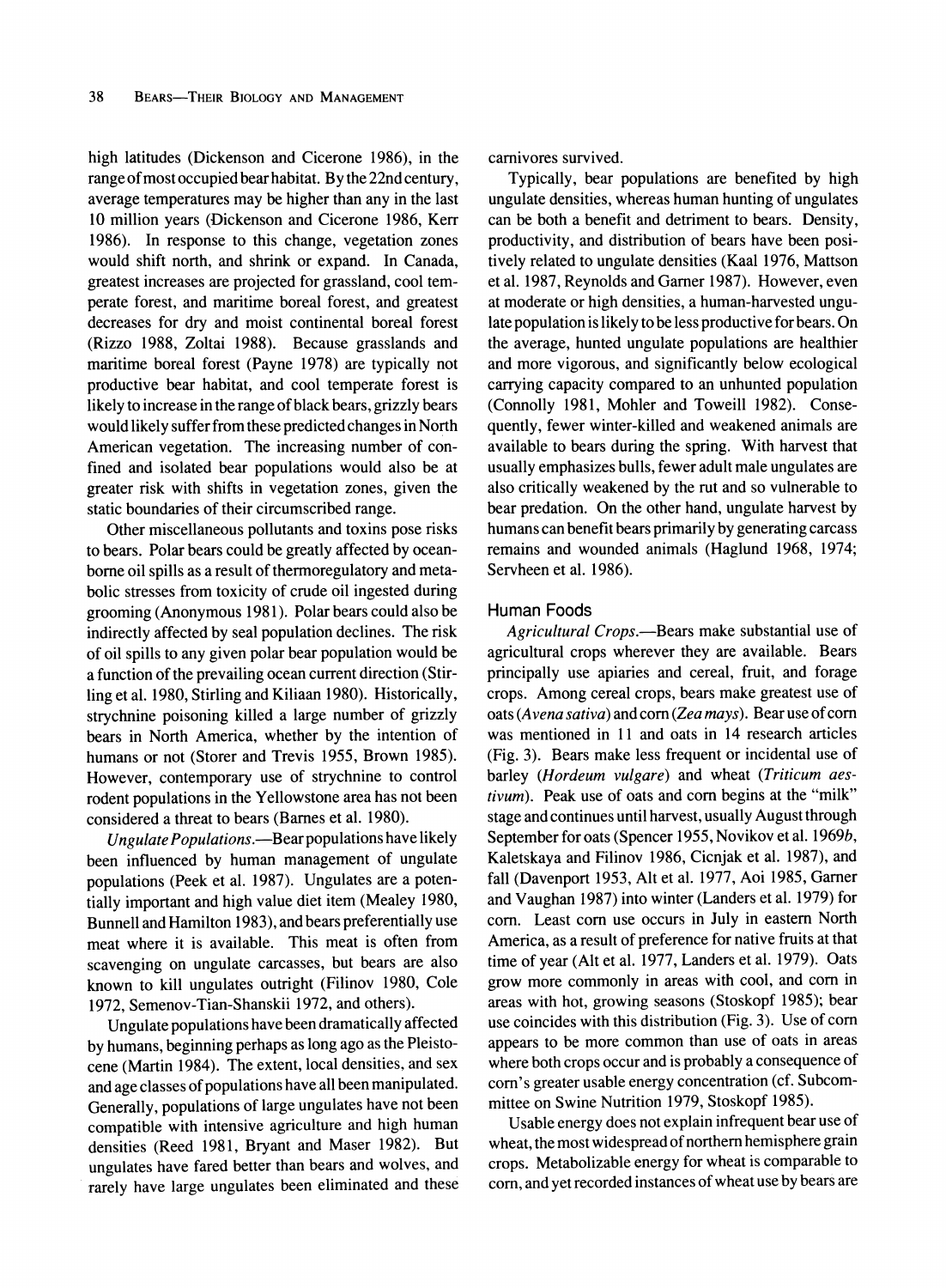high latitudes (Dickenson and Cicerone 1986), in the range of most occupied bear habitat. By the 22nd century, average temperatures may be higher than any in the last 10 million years (Dickenson and Cicerone 1986, Kerr 1986). In response to this change, vegetation zones would shift north, and shrink or expand. In Canada, greatest increases are projected for grassland, cool temperate forest, and maritime boreal forest, and greatest decreases for dry and moist continental boreal forest (Rizzo 1988, Zoltai 1988). Because grasslands and maritime boreal forest (Payne 1978) are typically not productive bear habitat, and cool temperate forest is likely to increase in the range of black bears, grizzly bears would likely suffer from these predicted changes in North American vegetation. The increasing number of confined and isolated bear populations would also be at greater risk with shifts in vegetation zones, given the static boundaries of their circumscribed range.

Other miscellaneous pollutants and toxins pose risks to bears. Polar bears could be greatly affected by ocean-borne oil spills as a result of thermoregulatory and metabolic stresses from toxicity of crude oil ingested during grooming (Anonymous 1981). Polar bears could also be indirectly affected by seal population declines. The risk of oil spills to any given polar bear population would be a function of the prevailing ocean current direction (Stirling et al. 1980, Stirling and Kiliaan 1980). Historically, strychnine poisoning killed a large number of grizzly bears in North America, whether by the intention of humans or not (Storer and Trevis 1955, Brown 1985). However, contemporary use of strychnine to control rodent populations in the Yellowstone area has not been considered a threat to bears (Barnes et al. 1980).

*Ungulate Populations*.—Bear populations have likely been influenced by human management of ungulate populations (Peek et al. 1987). Ungulates are a potentially important and high value diet item (Mealey 1980, Bunnell and Hamilton 1983), and bears preferentially use meat where it is available. This meat is often from scavenging on ungulate carcasses, but bears are also known to kill ungulates outright (Filinov 1980, Cole 1972, Semenov-Tian-Shanskii 1972, and others).

Ungulate populations have been dramatically affected by humans, beginning perhaps as long ago as the Pleistocene (Martin 1984). The extent, local densities, and sex and age classes of populations have all been manipulated. Generally, populations of large ungulates have not been compatible with intensive agriculture and high human densities (Reed 1981, Bryant and Maser 1982). But ungulates have fared better than bears and wolves, and rarely have large ungulates been eliminated and these carnivores survived.

Typically, bear populations are benefited by high ungulate densities, whereas human hunting of ungulates can be both a benefit and detriment to bears. Density, productivity, and distribution of bears have been positively related to ungulate densities (Kaal 1976, Mattson et al. 1987, Reynolds and Garner 1987). However, even at moderate or high densities, a human-harvested ungulate population is likely to be less productive for bears. On the average, hunted ungulate populations are healthier and more vigorous, and significantly below ecological carrying capacity compared to an unhunted population (Connolly 1981, Mohler and Toweill 1982). Consequently, fewer winter-killed and weakened animals are available to bears during the spring. With harvest that usually emphasizes bulls, fewer adult male ungulates are also critically weakened by the rut and so vulnerable to bear predation. On the other hand, ungulate harvest by humans can benefit bears primarily by generating carcass remains and wounded animals (Haglund 1968, 1974; Servheen et al. 1986).

## Human Foods

*Agricultural Crops*.—Bears make substantial use of agricultural crops wherever they are available. Bears principally use apiaries and cereal, fruit, and forage crops. Among cereal crops, bears make greatest use of oats (*Avena sativa*) and corn (*Zea mays*). Bear use of corn was mentioned in 11 and oats in 14 research articles (Fig. 3). Bears make less frequent or incidental use of barley (*Hordeum vulgare*) and wheat (*Triticum aestivum*). Peak use of oats and corn begins at the "milk" stage and continues until harvest, usually August through September for oats (Spencer 1955, Novikov et al. 1969*b*, Kaletskaya and Filinov 1986, Cicnjak et al. 1987), and fall (Davenport 1953, Alt et al. 1977, Aoi 1985, Garner and Vaughan 1987) into winter (Landers et al. 1979) for corn. Least corn use occurs in July in eastern North America, as a result of preference for native fruits at that time of year (Alt et al. 1977, Landers et al. 1979). Oats grow more commonly in areas with cool, and corn in areas with hot, growing seasons (Stoskopf 1985); bear use coincides with this distribution (Fig. 3). Use of corn appears to be more common than use of oats in areas where both crops occur and is probably a consequence of corn's greater usable energy concentration (cf. Subcommittee on Swine Nutrition 1979, Stoskopf 1985).

Usable energy does not explain infrequent bear use of wheat, the most widespread of northern hemisphere grain crops. Metabolizable energy for wheat is comparable to corn, and yet recorded instances of wheat use by bears are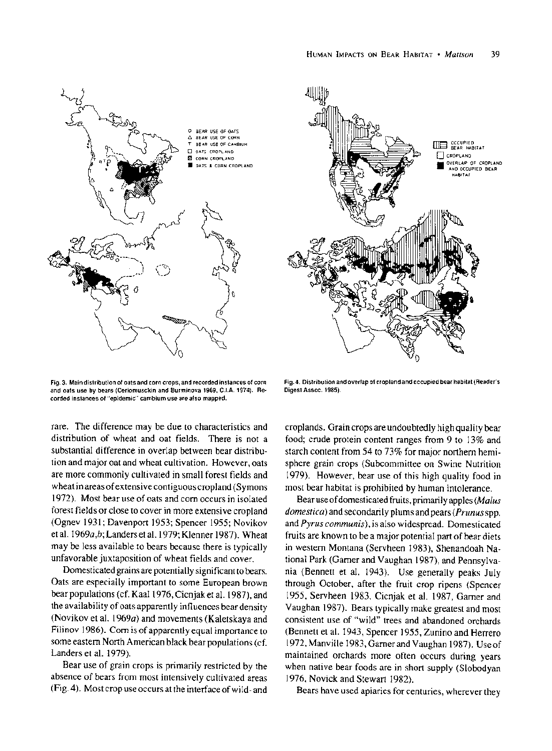Fig. 3. Main distribution of oats and corn crops, and recorded instances of corn and oats use by bears (Ceriomusckin and Burminova 1969, C.I.A. 1974). Recorded instances of "epidemic" cambium use are also mapped.

Fig. 4. Distribution and overlap of cropland and occupied bear habitat (Reader's Digest Assoc. 1985).

rare. The difference may be due to characteristics and distribution of wheat and oat fields. There is not a substantial difference in overlap between bear distribution and major oat and wheat cultivation. However, oats are more commonly cultivated in small forest fields and wheat in areas of extensive contiguous cropland (Symons 1972). Most bear use of oats and corn occurs in isolated forest fields or close to cover in more extensive cropland (Ognev 1931; Davenport 1953; Spencer 1955; Novikov et al. 1969*a*,*b*; Landers et al. 1979; Klenner 1987). Wheat may be less available to bears because there is typically unfavorable juxtaposition of wheat fields and cover.

Domesticated grains are potentially significant to bears. Oats are especially important to some European brown bear populations (cf. Kaal 1976, Cicnjak et al. 1987), and the availability of oats apparently influences bear density (Novikov et al. 1969*a*) and movements (Kaletskaya and Filinov 1986). Corn is of apparently equal importance to some eastern North American black bear populations (cf. Landers et al. 1979).

Bear use of grain crops is primarily restricted by the absence of bears from most intensively cultivated areas (Fig. 4). Most crop use occurs at the interface of wild- and croplands. Grain crops are undoubtedly high quality bear food; crude protein content ranges from 9 to 13% and starch content from 54 to 73% for major northern hemisphere grain crops (Subcommittee on Swine Nutrition 1979). However, bear use of this high quality food in most bear habitat is prohibited by human intolerance.

Bear use of domesticated fruits, primarily apples (*Malus domestica*) and secondarily plums and pears (*Prunus* spp. and *Pyrus communis*), is also widespread. Domesticated fruits are known to be a major potential part of bear diets in western Montana (Servheen 1983), Shenandoah National Park (Garner and Vaughan 1987), and Pennsylvania (Bennett et al. 1943). Use generally peaks July through October, after the fruit crop ripens (Spencer 1955, Servheen 1983, Cicnjak et al. 1987, Garner and Vaughan 1987). Bears typically make greatest and most consistent use of "wild" trees and abandoned orchards (Bennett et al. 1943, Spencer 1955, Zunino and Herrero 1972, Manville 1983, Garner and Vaughan 1987). Use of maintained orchards more often occurs during years when native bear foods are in short supply (Slobodyan 1976, Novick and Stewart 1982).

Bears have used apiaries for centuries, wherever they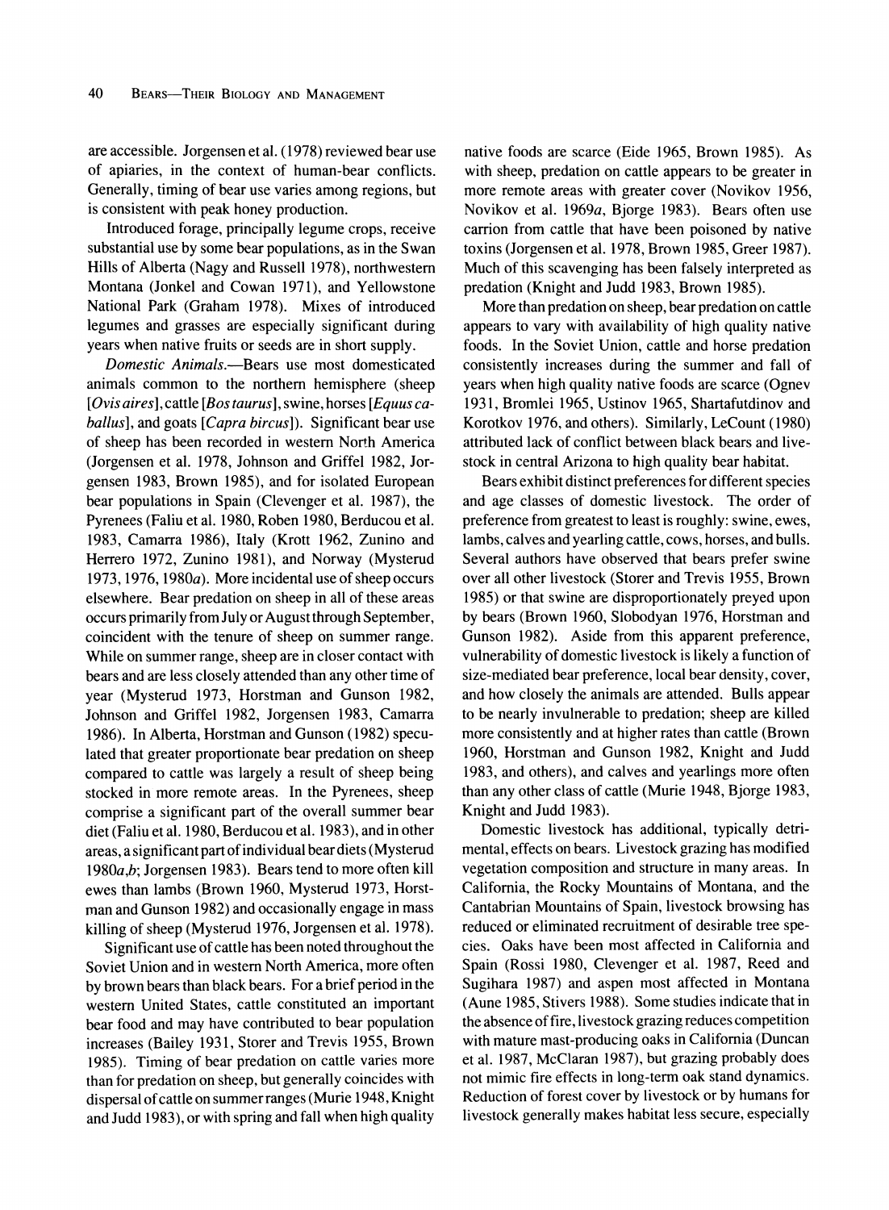are accessible. Jorgensen et al. (1978) reviewed bear use of apiaries, in the context of human-bear conflicts. Generally, timing of bear use varies among regions, but is consistent with peak honey production.

Introduced forage, principally legume crops, receive substantial use by some bear populations, as in the Swan Hills of Alberta (Nagy and Russell 1978), northwestern Montana (Jonkel and Cowan 1971), and Yellowstone National Park (Graham 1978). Mixes of introduced legumes and grasses are especially significant during years when native fruits or seeds are in short supply.

*Domestic Animals.*—Bears use most domesticated animals common to the northern hemisphere (sheep [*Ovis aires*], cattle [*Bos taurus*], swine, horses [*Equus caballus*], and goats [*Capra bircus*]). Significant bear use of sheep has been recorded in western North America (Jorgensen et al. 1978, Johnson and Griffel 1982, Jorgensen 1983, Brown 1985), and for isolated European bear populations in Spain (Clevenger et al. 1987), the Pyrenees (Faliu et al. 1980, Roben 1980, Berducou et al. 1983, Camarra 1986), Italy (Krott 1962, Zunino and Herrero 1972, Zunino 1981), and Norway (Mysterud 1973, 1976, 1980*a*). More incidental use of sheep occurs elsewhere. Bear predation on sheep in all of these areas occurs primarily from July or August through September, coincident with the tenure of sheep on summer range. While on summer range, sheep are in closer contact with bears and are less closely attended than any other time of year (Mysterud 1973, Horstman and Gunson 1982, Johnson and Griffel 1982, Jorgensen 1983, Camarra 1986). In Alberta, Horstman and Gunson (1982) speculated that greater proportionate bear predation on sheep compared to cattle was largely a result of sheep being stocked in more remote areas. In the Pyrenees, sheep comprise a significant part of the overall summer bear diet (Faliu et al. 1980, Berducou et al. 1983), and in other areas, a significant part of individual bear diets (Mysterud 1980*a,b*; Jorgensen 1983). Bears tend to more often kill ewes than lambs (Brown 1960, Mysterud 1973, Horstman and Gunson 1982) and occasionally engage in mass killing of sheep (Mysterud 1976, Jorgensen et al. 1978).

Significant use of cattle has been noted throughout the Soviet Union and in western North America, more often by brown bears than black bears. For a brief period in the western United States, cattle constituted an important bear food and may have contributed to bear population increases (Bailey 1931, Storer and Trevis 1955, Brown 1985). Timing of bear predation on cattle varies more than for predation on sheep, but generally coincides with dispersal of cattle on summer ranges (Murie 1948, Knight and Judd 1983), or with spring and fall when high quality native foods are scarce (Eide 1965, Brown 1985). As with sheep, predation on cattle appears to be greater in more remote areas with greater cover (Novikov 1956, Novikov et al. 1969*a*, Bjorge 1983). Bears often use carrion from cattle that have been poisoned by native toxins (Jorgensen et al. 1978, Brown 1985, Greer 1987). Much of this scavenging has been falsely interpreted as predation (Knight and Judd 1983, Brown 1985).

More than predation on sheep, bear predation on cattle appears to vary with availability of high quality native foods. In the Soviet Union, cattle and horse predation consistently increases during the summer and fall of years when high quality native foods are scarce (Ognev 1931, Bromlei 1965, Ustinov 1965, Shartafutdinov and Korotkov 1976, and others). Similarly, LeCount (1980) attributed lack of conflict between black bears and livestock in central Arizona to high quality bear habitat.

Bears exhibit distinct preferences for different species and age classes of domestic livestock. The order of preference from greatest to least is roughly: swine, ewes, lambs, calves and yearling cattle, cows, horses, and bulls. Several authors have observed that bears prefer swine over all other livestock (Storer and Trevis 1955, Brown 1985) or that swine are disproportionately preyed upon by bears (Brown 1960, Slobodyan 1976, Horstman and Gunson 1982). Aside from this apparent preference, vulnerability of domestic livestock is likely a function of size-mediated bear preference, local bear density, cover, and how closely the animals are attended. Bulls appear to be nearly invulnerable to predation; sheep are killed more consistently and at higher rates than cattle (Brown 1960, Horstman and Gunson 1982, Knight and Judd 1983, and others), and calves and yearlings more often than any other class of cattle (Murie 1948, Bjorge 1983, Knight and Judd 1983).

Domestic livestock has additional, typically detrimental, effects on bears. Livestock grazing has modified vegetation composition and structure in many areas. In California, the Rocky Mountains of Montana, and the Cantabrian Mountains of Spain, livestock browsing has reduced or eliminated recruitment of desirable tree species. Oaks have been most affected in California and Spain (Rossi 1980, Clevenger et al. 1987, Reed and Sugihara 1987) and aspen most affected in Montana (Aune 1985, Stivers 1988). Some studies indicate that in the absence of fire, livestock grazing reduces competition with mature mast-producing oaks in California (Duncan et al. 1987, McClaran 1987), but grazing probably does not mimic fire effects in long-term oak stand dynamics. Reduction of forest cover by livestock or by humans for livestock generally makes habitat less secure, especially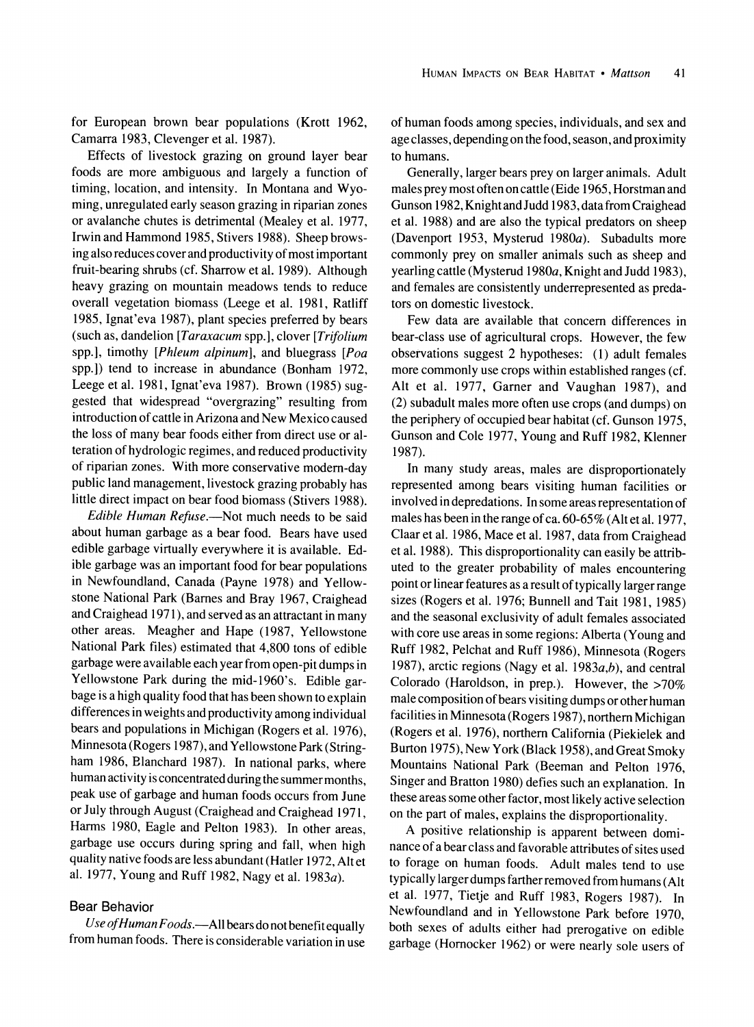for European brown bear populations (Krott 1962, Camarra 1983, Clevenger et al. 1987).

Effects of livestock grazing on ground layer bear foods are more ambiguous and largely a function of timing, location, and intensity. In Montana and Wyoming, unregulated early season grazing in riparian zones or avalanche chutes is detrimental (Mealey et al. 1977, Irwin and Hammond 1985, Stivers 1988). Sheep browsing also reduces cover and productivity of most important fruit-bearing shrubs (cf. Sharrow et al. 1989). Although heavy grazing on mountain meadows tends to reduce overall vegetation biomass (Leege et al. 1981, Ratliff 1985, Ignat'eva 1987), plant species preferred by bears (such as, dandelion [*Taraxacum* spp.], clover [*Trifolium* spp.], timothy [*Phleum alpinum*], and bluegrass [*Poa* spp.]) tend to increase in abundance (Bonham 1972, Leege et al. 1981, Ignat'eva 1987). Brown (1985) suggested that widespread "overgrazing" resulting from introduction of cattle in Arizona and New Mexico caused the loss of many bear foods either from direct use or alteration of hydrologic regimes, and reduced productivity of riparian zones. With more conservative modern-day public land management, livestock grazing probably has little direct impact on bear food biomass (Stivers 1988).

*Edible Human Refuse*.—Not much needs to be said about human garbage as a bear food. Bears have used edible garbage virtually everywhere it is available. Edible garbage was an important food for bear populations in Newfoundland, Canada (Payne 1978) and Yellowstone National Park (Barnes and Bray 1967, Craighead and Craighead 1971), and served as an attractant in many other areas. Meagher and Hape (1987, Yellowstone National Park files) estimated that 4,800 tons of edible garbage were available each year from open-pit dumps in Yellowstone Park during the mid-1960's. Edible garbage is a high quality food that has been shown to explain differences in weights and productivity among individual bears and populations in Michigan (Rogers et al. 1976), Minnesota (Rogers 1987), and Yellowstone Park (Stringham 1986, Blanchard 1987). In national parks, where human activity is concentrated during the summer months, peak use of garbage and human foods occurs from June or July through August (Craighead and Craighead 1971, Harms 1980, Eagle and Pelton 1983). In other areas, garbage use occurs during spring and fall, when high quality native foods are less abundant (Hatler 1972, Alt et al. 1977, Young and Ruff 1982, Nagy et al. 1983*a*).

## Bear Behavior

*Use of Human Foods*.—All bears do not benefit equally from human foods. There is considerable variation in use of human foods among species, individuals, and sex and age classes, depending on the food, season, and proximity to humans.

Generally, larger bears prey on larger animals. Adult males prey most often on cattle (Eide 1965, Horstman and Gunson 1982, Knight and Judd 1983, data from Craighead et al. 1988) and are also the typical predators on sheep (Davenport 1953, Mysterud 1980*a*). Subadults more commonly prey on smaller animals such as sheep and yearling cattle (Mysterud 1980*a*, Knight and Judd 1983), and females are consistently underrepresented as predators on domestic livestock.

Few data are available that concern differences in bear-class use of agricultural crops. However, the few observations suggest 2 hypotheses: (1) adult females more commonly use crops within established ranges (cf. Alt et al. 1977, Garner and Vaughan 1987), and (2) subadult males more often use crops (and dumps) on the periphery of occupied bear habitat (cf. Gunson 1975, Gunson and Cole 1977, Young and Ruff 1982, Klenner 1987).

In many study areas, males are disproportionately represented among bears visiting human facilities or involved in depredations. In some areas representation of males has been in the range of ca. 60-65% (Alt et al. 1977, Claar et al. 1986, Mace et al. 1987, data from Craighead et al. 1988). This disproportionality can easily be attributed to the greater probability of males encountering point or linear features as a result of typically larger range sizes (Rogers et al. 1976; Bunnell and Tait 1981, 1985) and the seasonal exclusivity of adult females associated with core use areas in some regions: Alberta (Young and Ruff 1982, Pelchat and Ruff 1986), Minnesota (Rogers 1987), arctic regions (Nagy et al. 1983*a*,*b*), and central Colorado (Haroldson, in prep.). However, the >70% male composition of bears visiting dumps or other human facilities in Minnesota (Rogers 1987), northern Michigan (Rogers et al. 1976), northern California (Piekielek and Burton 1975), New York (Black 1958), and Great Smoky Mountains National Park (Beeman and Pelton 1976, Singer and Bratton 1980) defies such an explanation. In these areas some other factor, most likely active selection on the part of males, explains the disproportionality.

A positive relationship is apparent between dominance of a bear class and favorable attributes of sites used to forage on human foods. Adult males tend to use typically larger dumps farther removed from humans (Alt et al. 1977, Tietje and Ruff 1983, Rogers 1987). In Newfoundland and in Yellowstone Park before 1970, both sexes of adults either had prerogative on edible garbage (Hornocker 1962) or were nearly sole users of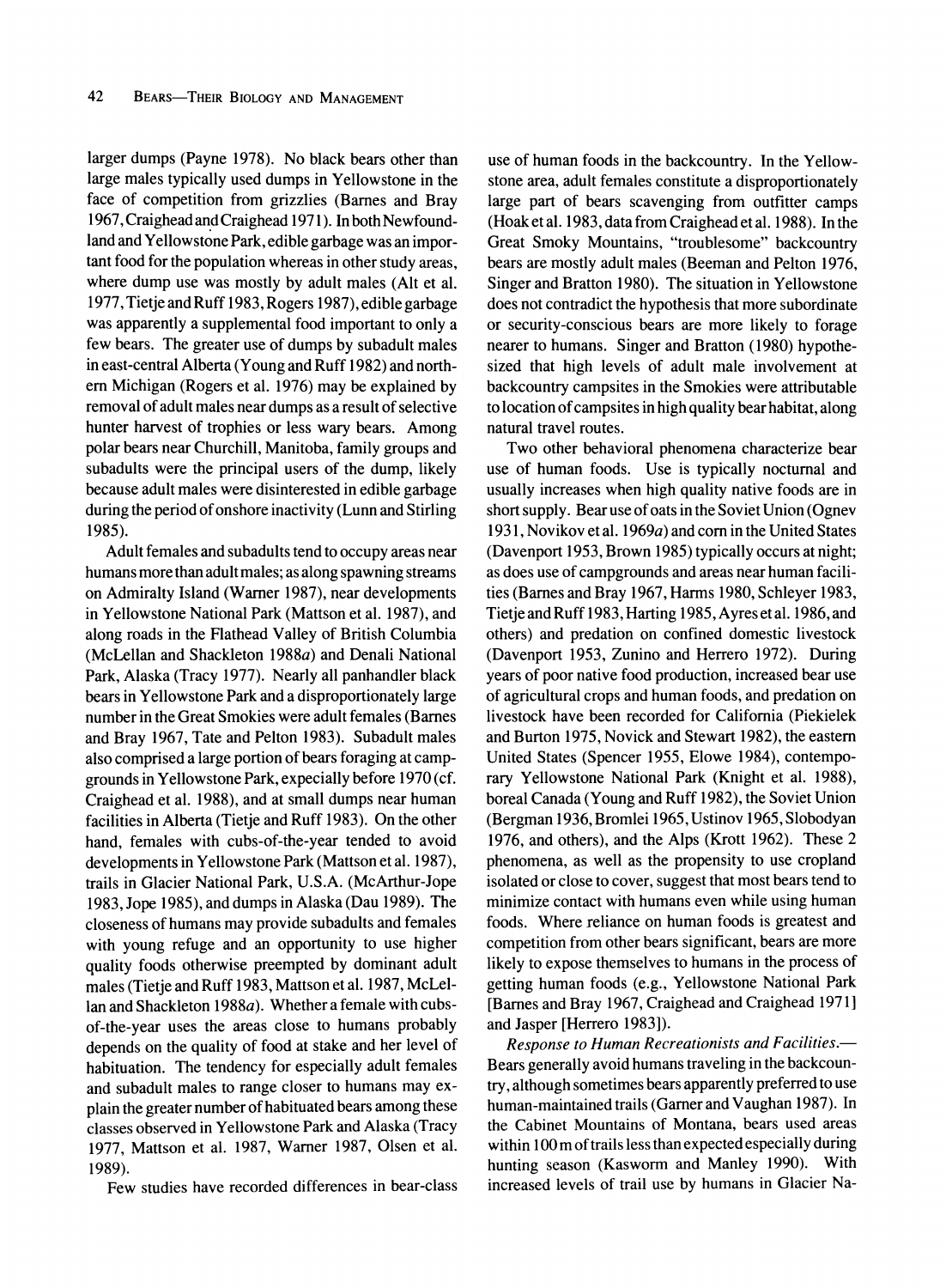larger dumps (Payne 1978). No black bears other than large males typically used dumps in Yellowstone in the face of competition from grizzlies (Barnes and Bray 1967, Craighead and Craighead 1971). In both Newfoundland and Yellowstone Park, edible garbage was an important food for the population whereas in other study areas, where dump use was mostly by adult males (Alt et al. 1977, Tietje and Ruff 1983, Rogers 1987), edible garbage was apparently a supplemental food important to only a few bears. The greater use of dumps by subadult males in east-central Alberta (Young and Ruff 1982) and northern Michigan (Rogers et al. 1976) may be explained by removal of adult males near dumps as a result of selective hunter harvest of trophies or less wary bears. Among polar bears near Churchill, Manitoba, family groups and subadults were the principal users of the dump, likely because adult males were disinterested in edible garbage during the period of onshore inactivity (Lunn and Stirling 1985).

Adult females and subadults tend to occupy areas near humans more than adult males; as along spawning streams on Admiralty Island (Warner 1987), near developments in Yellowstone National Park (Mattson et al. 1987), and along roads in the Flathead Valley of British Columbia (McLellan and Shackleton 1988*a*) and Denali National Park, Alaska (Tracy 1977). Nearly all panhandler black bears in Yellowstone Park and a disproportionately large number in the Great Smokies were adult females (Barnes and Bray 1967, Tate and Pelton 1983). Subadult males also comprised a large portion of bears foraging at campgrounds in Yellowstone Park, expecially before 1970 (cf. Craighead et al. 1988), and at small dumps near human facilities in Alberta (Tietje and Ruff 1983). On the other hand, females with cubs-of-the-year tended to avoid developments in Yellowstone Park (Mattson et al. 1987), trails in Glacier National Park, U.S.A. (McArthur-Jope 1983, Jope 1985), and dumps in Alaska (Dau 1989). The closeness of humans may provide subadults and females with young refuge and an opportunity to use higher quality foods otherwise preempted by dominant adult males (Tietje and Ruff 1983, Mattson et al. 1987, McLellan and Shackleton 1988*a*). Whether a female with cubs-of-the-year uses the areas close to humans probably depends on the quality of food at stake and her level of habituation. The tendency for especially adult females and subadult males to range closer to humans may explain the greater number of habituated bears among these classes observed in Yellowstone Park and Alaska (Tracy 1977, Mattson et al. 1987, Warner 1987, Olsen et al. 1989).

Few studies have recorded differences in bear-class use of human foods in the backcountry. In the Yellowstone area, adult females constitute a disproportionately large part of bears scavenging from outfitter camps (Hoak et al. 1983, data from Craighead et al. 1988). In the Great Smoky Mountains, "troublesome" backcountry bears are mostly adult males (Beeman and Pelton 1976, Singer and Bratton 1980). The situation in Yellowstone does not contradict the hypothesis that more subordinate or security-conscious bears are more likely to forage nearer to humans. Singer and Bratton (1980) hypothesized that high levels of adult male involvement at backcountry campsites in the Smokies were attributable to location of campsites in high quality bear habitat, along natural travel routes.

Two other behavioral phenomena characterize bear use of human foods. Use is typically nocturnal and usually increases when high quality native foods are in short supply. Bear use of oats in the Soviet Union (Ognev 1931, Novikov et al. 1969*a*) and corn in the United States (Davenport 1953, Brown 1985) typically occurs at night; as does use of campgrounds and areas near human facilities (Barnes and Bray 1967, Harms 1980, Schleyer 1983, Tietje and Ruff 1983, Harting 1985, Ayres et al. 1986, and others) and predation on confined domestic livestock (Davenport 1953, Zunino and Herrero 1972). During years of poor native food production, increased bear use of agricultural crops and human foods, and predation on livestock have been recorded for California (Piekielek and Burton 1975, Novick and Stewart 1982), the eastern United States (Spencer 1955, Elowe 1984), contemporary Yellowstone National Park (Knight et al. 1988), boreal Canada (Young and Ruff 1982), the Soviet Union (Bergman 1936, Bromlei 1965, Ustinov 1965, Slobodyan 1976, and others), and the Alps (Krott 1962). These 2 phenomena, as well as the propensity to use cropland isolated or close to cover, suggest that most bears tend to minimize contact with humans even while using human foods. Where reliance on human foods is greatest and competition from other bears significant, bears are more likely to expose themselves to humans in the process of getting human foods (e.g., Yellowstone National Park [Barnes and Bray 1967, Craighead and Craighead 1971] and Jasper [Herrero 1983]).

*Response to Human Recreationists and Facilities.*— Bears generally avoid humans traveling in the backcountry, although sometimes bears apparently preferred to use human-maintained trails (Garner and Vaughan 1987). In the Cabinet Mountains of Montana, bears used areas within 100 m of trails less than expected especially during hunting season (Kasworm and Manley 1990). With increased levels of trail use by humans in Glacier Na-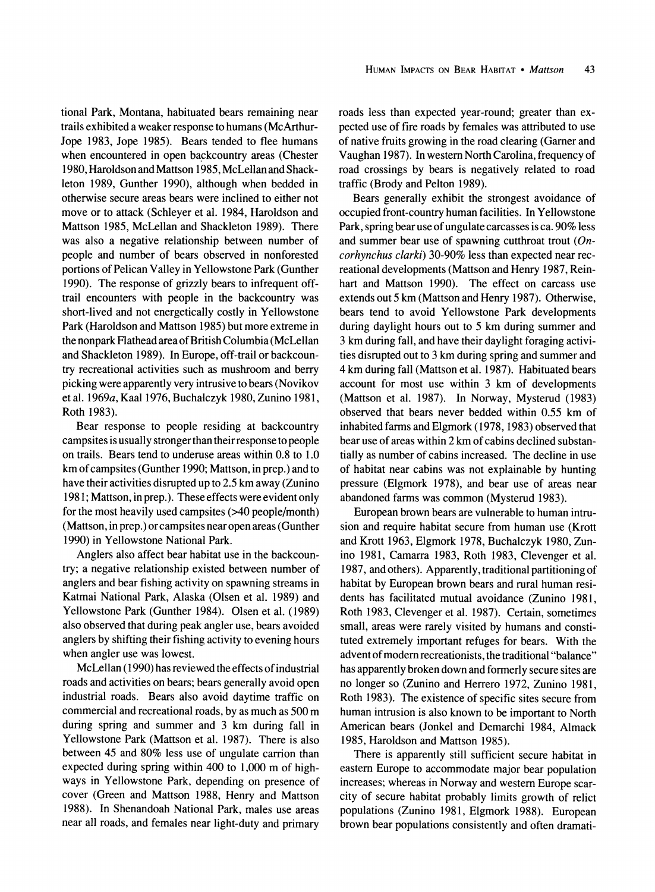tional Park, Montana, habituated bears remaining near trails exhibited a weaker response to humans (McArthur-Jope 1983, Jope 1985). Bears tended to flee humans when encountered in open backcountry areas (Chester 1980, Haroldson and Mattson 1985, McLellan and Shackleton 1989, Gunther 1990), although when bedded in otherwise secure areas bears were inclined to either not move or to attack (Schleyer et al. 1984, Haroldson and Mattson 1985, McLellan and Shackleton 1989). There was also a negative relationship between number of people and number of bears observed in nonforested portions of Pelican Valley in Yellowstone Park (Gunther 1990). The response of grizzly bears to infrequent off-trail encounters with people in the backcountry was short-lived and not energetically costly in Yellowstone Park (Haroldson and Mattson 1985) but more extreme in the nonpark Flathead area of British Columbia (McLellan and Shackleton 1989). In Europe, off-trail or backcountry recreational activities such as mushroom and berry picking were apparently very intrusive to bears (Novikov et al. 1969*a*, Kaal 1976, Buchalczyk 1980, Zunino 1981, Roth 1983).

Bear response to people residing at backcountry campsites is usually stronger than their response to people on trails. Bears tend to underuse areas within 0.8 to 1.0 km of campsites (Gunther 1990; Mattson, in prep.) and to have their activities disrupted up to 2.5 km away (Zunino 1981; Mattson, in prep.). These effects were evident only for the most heavily used campsites (>40 people/month) (Mattson, in prep.) or campsites near open areas (Gunther 1990) in Yellowstone National Park.

Anglers also affect bear habitat use in the backcountry; a negative relationship existed between number of anglers and bear fishing activity on spawning streams in Katmai National Park, Alaska (Olsen et al. 1989) and Yellowstone Park (Gunther 1984). Olsen et al. (1989) also observed that during peak angler use, bears avoided anglers by shifting their fishing activity to evening hours when angler use was lowest.

McLellan (1990) has reviewed the effects of industrial roads and activities on bears; bears generally avoid open industrial roads. Bears also avoid daytime traffic on commercial and recreational roads, by as much as 500 m during spring and summer and 3 km during fall in Yellowstone Park (Mattson et al. 1987). There is also between 45 and 80% less use of ungulate carrion than expected during spring within 400 to 1,000 m of highways in Yellowstone Park, depending on presence of cover (Green and Mattson 1988, Henry and Mattson 1988). In Shenandoah National Park, males use areas near all roads, and females near light-duty and primary roads less than expected year-round; greater than expected use of fire roads by females was attributed to use of native fruits growing in the road clearing (Garner and Vaughan 1987). In western North Carolina, frequency of road crossings by bears is negatively related to road traffic (Brody and Pelton 1989).

Bears generally exhibit the strongest avoidance of occupied front-country human facilities. In Yellowstone Park, spring bear use of ungulate carcasses is ca. 90% less and summer bear use of spawning cutthroat trout (*Oncorhynchus clarki*) 30-90% less than expected near recreational developments (Mattson and Henry 1987, Reinhart and Mattson 1990). The effect on carcass use extends out 5 km (Mattson and Henry 1987). Otherwise, bears tend to avoid Yellowstone Park developments during daylight hours out to 5 km during summer and 3 km during fall, and have their daylight foraging activities disrupted out to 3 km during spring and summer and 4 km during fall (Mattson et al. 1987). Habituated bears account for most use within 3 km of developments (Mattson et al. 1987). In Norway, Mysterud (1983) observed that bears never bedded within 0.55 km of inhabited farms and Elgmork (1978, 1983) observed that bear use of areas within 2 km of cabins declined substantially as number of cabins increased. The decline in use of habitat near cabins was not explainable by hunting pressure (Elgmork 1978), and bear use of areas near abandoned farms was common (Mysterud 1983).

European brown bears are vulnerable to human intrusion and require habitat secure from human use (Krott and Krott 1963, Elgmork 1978, Buchalczyk 1980, Zunino 1981, Camarra 1983, Roth 1983, Clevenger et al. 1987, and others). Apparently, traditional partitioning of habitat by European brown bears and rural human residents has facilitated mutual avoidance (Zunino 1981, Roth 1983, Clevenger et al. 1987). Certain, sometimes small, areas were rarely visited by humans and constituted extremely important refuges for bears. With the advent of modern recreationists, the traditional "balance" has apparently broken down and formerly secure sites are no longer so (Zunino and Herrero 1972, Zunino 1981, Roth 1983). The existence of specific sites secure from human intrusion is also known to be important to North American bears (Jonkel and Demarchi 1984, Almack 1985, Haroldson and Mattson 1985).

There is apparently still sufficient secure habitat in eastern Europe to accommodate major bear population increases; whereas in Norway and western Europe scarcity of secure habitat probably limits growth of relict populations (Zunino 1981, Elgmork 1988). European brown bear populations consistently and often dramati-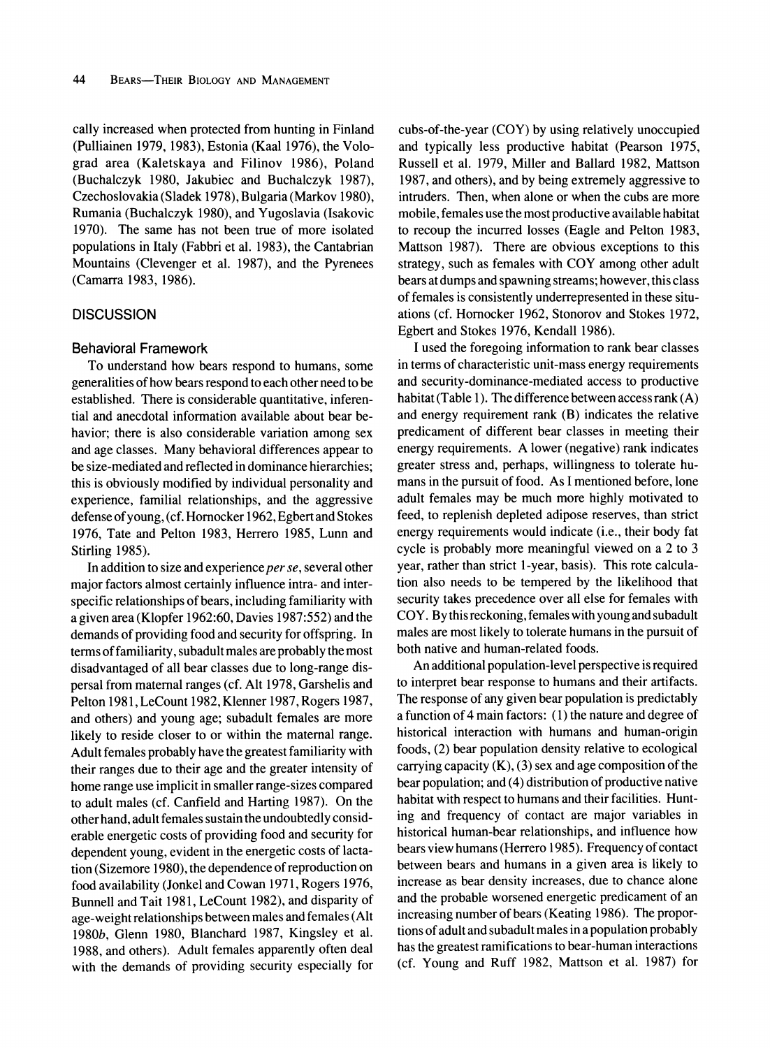cally increased when protected from hunting in Finland (Pulliainen 1979, 1983), Estonia (Kaal 1976), the Volograd area (Kaletskaya and Filinov 1986), Poland (Buchalczyk 1980, Jakubiec and Buchalczyk 1987), Czechoslovakia (Sladek 1978), Bulgaria (Markov 1980), Rumania (Buchalczyk 1980), and Yugoslavia (Isakovic 1970). The same has not been true of more isolated populations in Italy (Fabbri et al. 1983), the Cantabrian Mountains (Clevenger et al. 1987), and the Pyrenees (Camarra 1983, 1986).

## DISCUSSION

### Behavioral Framework

To understand how bears respond to humans, some generalities of how bears respond to each other need to be established. There is considerable quantitative, inferential and anecdotal information available about bear behavior; there is also considerable variation among sex and age classes. Many behavioral differences appear to be size-mediated and reflected in dominance hierarchies; this is obviously modified by individual personality and experience, familial relationships, and the aggressive defense of young, (cf. Hornocker 1962, Egbert and Stokes 1976, Tate and Pelton 1983, Herrero 1985, Lunn and Stirling 1985).

In addition to size and experience *per se*, several other major factors almost certainly influence intra- and interspecific relationships of bears, including familiarity with a given area (Klopfer 1962:60, Davies 1987:552) and the demands of providing food and security for offspring. In terms of familiarity, subadult males are probably the most disadvantaged of all bear classes due to long-range dispersal from maternal ranges (cf. Alt 1978, Garshelis and Pelton 1981, LeCount 1982, Klenner 1987, Rogers 1987, and others) and young age; subadult females are more likely to reside closer to or within the maternal range. Adult females probably have the greatest familiarity with their ranges due to their age and the greater intensity of home range use implicit in smaller range-sizes compared to adult males (cf. Canfield and Harting 1987). On the other hand, adult females sustain the undoubtedly considerable energetic costs of providing food and security for dependent young, evident in the energetic costs of lactation (Sizemore 1980), the dependence of reproduction on food availability (Jonkel and Cowan 1971, Rogers 1976, Bunnell and Tait 1981, LeCount 1982), and disparity of age-weight relationships between males and females (Alt 1980*b*, Glenn 1980, Blanchard 1987, Kingsley et al. 1988, and others). Adult females apparently often deal with the demands of providing security especially for cubs-of-the-year (COY) by using relatively unoccupied and typically less productive habitat (Pearson 1975, Russell et al. 1979, Miller and Ballard 1982, Mattson 1987, and others), and by being extremely aggressive to intruders. Then, when alone or when the cubs are more mobile, females use the most productive available habitat to recoup the incurred losses (Eagle and Pelton 1983, Mattson 1987). There are obvious exceptions to this strategy, such as females with COY among other adult bears at dumps and spawning streams; however, this class of females is consistently underrepresented in these situations (cf. Hornocker 1962, Stonorov and Stokes 1972, Egbert and Stokes 1976, Kendall 1986).

I used the foregoing information to rank bear classes in terms of characteristic unit-mass energy requirements and security-dominance-mediated access to productive habitat (Table 1). The difference between access rank (A) and energy requirement rank (B) indicates the relative predicament of different bear classes in meeting their energy requirements. A lower (negative) rank indicates greater stress and, perhaps, willingness to tolerate humans in the pursuit of food. As I mentioned before, lone adult females may be much more highly motivated to feed, to replenish depleted adipose reserves, than strict energy requirements would indicate (i.e., their body fat cycle is probably more meaningful viewed on a 2 to 3 year, rather than strict 1-year, basis). This rote calculation also needs to be tempered by the likelihood that security takes precedence over all else for females with COY. By this reckoning, females with young and subadult males are most likely to tolerate humans in the pursuit of both native and human-related foods.

An additional population-level perspective is required to interpret bear response to humans and their artifacts. The response of any given bear population is predictably a function of 4 main factors: (1) the nature and degree of historical interaction with humans and human-origin foods, (2) bear population density relative to ecological carrying capacity (K), (3) sex and age composition of the bear population; and (4) distribution of productive native habitat with respect to humans and their facilities. Hunting and frequency of contact are major variables in historical human-bear relationships, and influence how bears view humans (Herrero 1985). Frequency of contact between bears and humans in a given area is likely to increase as bear density increases, due to chance alone and the probable worsened energetic predicament of an increasing number of bears (Keating 1986). The proportions of adult and subadult males in a population probably has the greatest ramifications to bear-human interactions (cf. Young and Ruff 1982, Mattson et al. 1987) for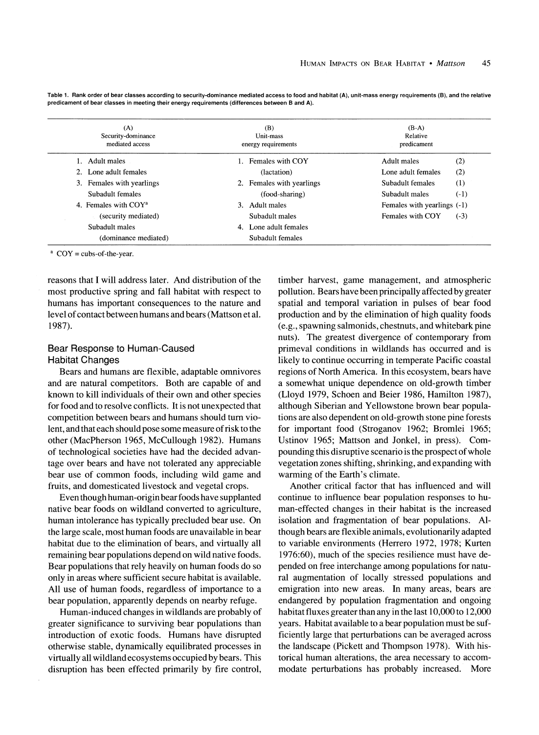Table 1. Rank order of bear classes according to security-dominance mediated access to food and habitat (A), unit-mass energy requirements (B), and the relative predicament of bear classes in meeting their energy requirements (differences between B and A).

| (A) Security-dominance mediated access | (B) Unit-mass energy requirements | (B-A) Relative predicament | |
|---|---|---|---|
| 1. Adult males | 1. Females with COY | Adult males | (2) |
| 2. Lone adult females | (lactation) | Lone adult females | (2) |
| 3. Females with yearlings | 2. Females with yearlings | Subadult females | (1) |
| Subadult females | (food-sharing) | Subadult males | (-1) |
| 4. Females with COY[a] | 3. Adult males | Females with yearlings | (-1) |
| (security mediated) | Subadult males | Females with COY | (-3) |
| Subadult males | 4. Lone adult females | | |
| (dominance mediated) | Subadult females | | |

[a] COY = cubs-of-the-year.

reasons that I will address later. And distribution of the most productive spring and fall habitat with respect to humans has important consequences to the nature and level of contact between humans and bears (Mattson et al. 1987).

## Bear Response to Human-Caused Habitat Changes

Bears and humans are flexible, adaptable omnivores and are natural competitors. Both are capable of and known to kill individuals of their own and other species for food and to resolve conflicts. It is not unexpected that competition between bears and humans should turn violent, and that each should pose some measure of risk to the other (MacPherson 1965, McCullough 1982). Humans of technological societies have had the decided advantage over bears and have not tolerated any appreciable bear use of common foods, including wild game and fruits, and domesticated livestock and vegetal crops.

Even though human-origin bear foods have supplanted native bear foods on wildland converted to agriculture, human intolerance has typically precluded bear use. On the large scale, most human foods are unavailable in bear habitat due to the elimination of bears, and virtually all remaining bear populations depend on wild native foods. Bear populations that rely heavily on human foods do so only in areas where sufficient secure habitat is available. All use of human foods, regardless of importance to a bear population, apparently depends on nearby refuge.

Human-induced changes in wildlands are probably of greater significance to surviving bear populations than introduction of exotic foods. Humans have disrupted otherwise stable, dynamically equilibrated processes in virtually all wildland ecosystems occupied by bears. This disruption has been effected primarily by fire control, timber harvest, game management, and atmospheric pollution. Bears have been principally affected by greater spatial and temporal variation in pulses of bear food production and by the elimination of high quality foods (e.g., spawning salmonids, chestnuts, and whitebark pine nuts). The greatest divergence of contemporary from primeval conditions in wildlands has occurred and is likely to continue occurring in temperate Pacific coastal regions of North America. In this ecosystem, bears have a somewhat unique dependence on old-growth timber (Lloyd 1979, Schoen and Beier 1986, Hamilton 1987), although Siberian and Yellowstone brown bear populations are also dependent on old-growth stone pine forests for important food (Stroganov 1962; Bromlei 1965; Ustinov 1965; Mattson and Jonkel, in press). Compounding this disruptive scenario is the prospect of whole vegetation zones shifting, shrinking, and expanding with warming of the Earth's climate.

Another critical factor that has influenced and will continue to influence bear population responses to human-effected changes in their habitat is the increased isolation and fragmentation of bear populations. Although bears are flexible animals, evolutionarily adapted to variable environments (Herrero 1972, 1978; Kurten 1976:60), much of the species resilience must have depended on free interchange among populations for natural augmentation of locally stressed populations and emigration into new areas. In many areas, bears are endangered by population fragmentation and ongoing habitat fluxes greater than any in the last 10,000 to 12,000 years. Habitat available to a bear population must be sufficiently large that perturbations can be averaged across the landscape (Pickett and Thompson 1978). With historical human alterations, the area necessary to accommodate perturbations has probably increased. More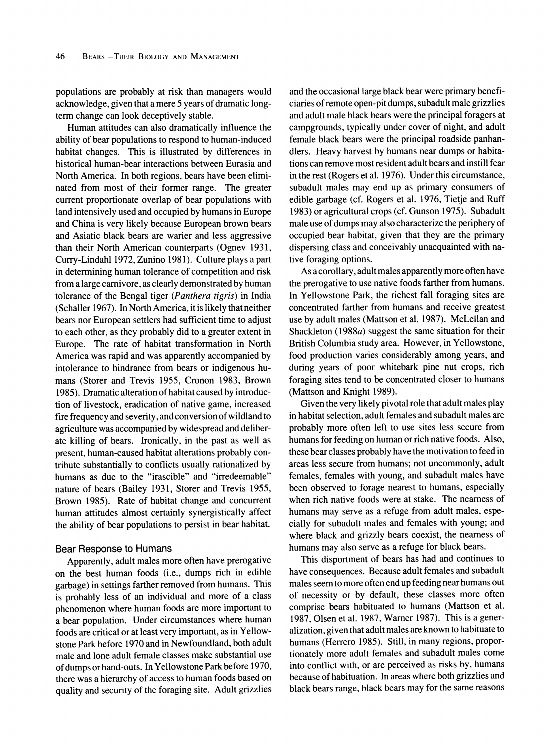populations are probably at risk than managers would acknowledge, given that a mere 5 years of dramatic long-term change can look deceptively stable.

Human attitudes can also dramatically influence the ability of bear populations to respond to human-induced habitat changes. This is illustrated by differences in historical human-bear interactions between Eurasia and North America. In both regions, bears have been eliminated from most of their former range. The greater current proportionate overlap of bear populations with land intensively used and occupied by humans in Europe and China is very likely because European brown bears and Asiatic black bears are warier and less aggressive than their North American counterparts (Ognev 1931, Curry-Lindahl 1972, Zunino 1981). Culture plays a part in determining human tolerance of competition and risk from a large carnivore, as clearly demonstrated by human tolerance of the Bengal tiger (*Panthera tigris*) in India (Schaller 1967). In North America, it is likely that neither bears nor European settlers had sufficient time to adjust to each other, as they probably did to a greater extent in Europe. The rate of habitat transformation in North America was rapid and was apparently accompanied by intolerance to hindrance from bears or indigenous humans (Storer and Trevis 1955, Cronon 1983, Brown 1985). Dramatic alteration of habitat caused by introduction of livestock, eradication of native game, increased fire frequency and severity, and conversion of wildland to agriculture was accompanied by widespread and deliberate killing of bears. Ironically, in the past as well as present, human-caused habitat alterations probably contribute substantially to conflicts usually rationalized by humans as due to the "irascible" and "irredeemable" nature of bears (Bailey 1931, Storer and Trevis 1955, Brown 1985). Rate of habitat change and concurrent human attitudes almost certainly synergistically affect the ability of bear populations to persist in bear habitat.

## Bear Response to Humans

Apparently, adult males more often have prerogative on the best human foods (i.e., dumps rich in edible garbage) in settings farther removed from humans. This is probably less of an individual and more of a class phenomenon where human foods are more important to a bear population. Under circumstances where human foods are critical or at least very important, as in Yellowstone Park before 1970 and in Newfoundland, both adult male and lone adult female classes make substantial use of dumps or hand-outs. In Yellowstone Park before 1970, there was a hierarchy of access to human foods based on quality and security of the foraging site. Adult grizzlies and the occasional large black bear were primary beneficiaries of remote open-pit dumps, subadult male grizzlies and adult male black bears were the principal foragers at campgrounds, typically under cover of night, and adult female black bears were the principal roadside panhandlers. Heavy harvest by humans near dumps or habitations can remove most resident adult bears and instill fear in the rest (Rogers et al. 1976). Under this circumstance, subadult males may end up as primary consumers of edible garbage (cf. Rogers et al. 1976, Tietje and Ruff 1983) or agricultural crops (cf. Gunson 1975). Subadult male use of dumps may also characterize the periphery of occupied bear habitat, given that they are the primary dispersing class and conceivably unacquainted with native foraging options.

As a corollary, adult males apparently more often have the prerogative to use native foods farther from humans. In Yellowstone Park, the richest fall foraging sites are concentrated farther from humans and receive greatest use by adult males (Mattson et al. 1987). McLellan and Shackleton (1988*a*) suggest the same situation for their British Columbia study area. However, in Yellowstone, food production varies considerably among years, and during years of poor whitebark pine nut crops, rich foraging sites tend to be concentrated closer to humans (Mattson and Knight 1989).

Given the very likely pivotal role that adult males play in habitat selection, adult females and subadult males are probably more often left to use sites less secure from humans for feeding on human or rich native foods. Also, these bear classes probably have the motivation to feed in areas less secure from humans; not uncommonly, adult females, females with young, and subadult males have been observed to forage nearest to humans, especially when rich native foods were at stake. The nearness of humans may serve as a refuge from adult males, especially for subadult males and females with young; and where black and grizzly bears coexist, the nearness of humans may also serve as a refuge for black bears.

This disportment of bears has had and continues to have consequences. Because adult females and subadult males seem to more often end up feeding near humans out of necessity or by default, these classes more often comprise bears habituated to humans (Mattson et al. 1987, Olsen et al. 1987, Warner 1987). This is a generalization, given that adult males are known to habituate to humans (Herrero 1985). Still, in many regions, proportionately more adult females and subadult males come into conflict with, or are perceived as risks by, humans because of habituation. In areas where both grizzlies and black bears range, black bears may for the same reasons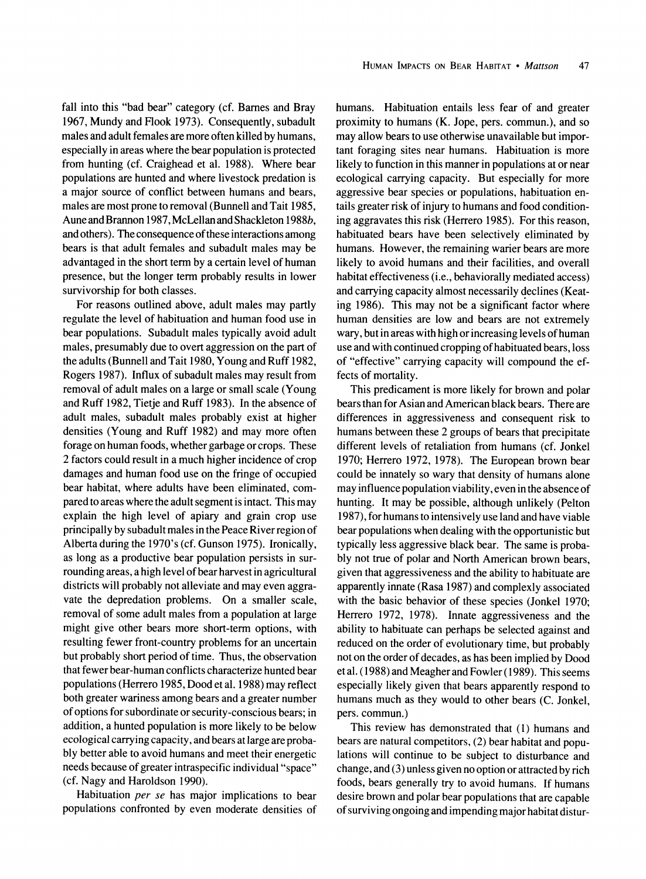fall into this "bad bear" category (cf. Barnes and Bray 1967, Mundy and Flook 1973). Consequently, subadult males and adult females are more often killed by humans, especially in areas where the bear population is protected from hunting (cf. Craighead et al. 1988). Where bear populations are hunted and where livestock predation is a major source of conflict between humans and bears, males are most prone to removal (Bunnell and Tait 1985, Aune and Brannon 1987, McLellan and Shackleton 1988*b*, and others). The consequence of these interactions among bears is that adult females and subadult males may be advantaged in the short term by a certain level of human presence, but the longer term probably results in lower survivorship for both classes.

For reasons outlined above, adult males may partly regulate the level of habituation and human food use in bear populations. Subadult males typically avoid adult males, presumably due to overt aggression on the part of the adults (Bunnell and Tait 1980, Young and Ruff 1982, Rogers 1987). Influx of subadult males may result from removal of adult males on a large or small scale (Young and Ruff 1982, Tietje and Ruff 1983). In the absence of adult males, subadult males probably exist at higher densities (Young and Ruff 1982) and may more often forage on human foods, whether garbage or crops. These 2 factors could result in a much higher incidence of crop damages and human food use on the fringe of occupied bear habitat, where adults have been eliminated, compared to areas where the adult segment is intact. This may explain the high level of apiary and grain crop use principally by subadult males in the Peace River region of Alberta during the 1970's (cf. Gunson 1975). Ironically, as long as a productive bear population persists in surrounding areas, a high level of bear harvest in agricultural districts will probably not alleviate and may even aggravate the depredation problems. On a smaller scale, removal of some adult males from a population at large might give other bears more short-term options, with resulting fewer front-country problems for an uncertain but probably short period of time. Thus, the observation that fewer bear-human conflicts characterize hunted bear populations (Herrero 1985, Dood et al. 1988) may reflect both greater wariness among bears and a greater number of options for subordinate or security-conscious bears; in addition, a hunted population is more likely to be below ecological carrying capacity, and bears at large are probably better able to avoid humans and meet their energetic needs because of greater intraspecific individual "space" (cf. Nagy and Haroldson 1990).

Habituation *per se* has major implications to bear populations confronted by even moderate densities of humans. Habituation entails less fear of and greater proximity to humans (K. Jope, pers. commun.), and so may allow bears to use otherwise unavailable but important foraging sites near humans. Habituation is more likely to function in this manner in populations at or near ecological carrying capacity. But especially for more aggressive bear species or populations, habituation entails greater risk of injury to humans and food conditioning aggravates this risk (Herrero 1985). For this reason, habituated bears have been selectively eliminated by humans. However, the remaining warier bears are more likely to avoid humans and their facilities, and overall habitat effectiveness (i.e., behaviorally mediated access) and carrying capacity almost necessarily declines (Keating 1986). This may not be a significant factor where human densities are low and bears are not extremely wary, but in areas with high or increasing levels of human use and with continued cropping of habituated bears, loss of "effective" carrying capacity will compound the effects of mortality.

This predicament is more likely for brown and polar bears than for Asian and American black bears. There are differences in aggressiveness and consequent risk to humans between these 2 groups of bears that precipitate different levels of retaliation from humans (cf. Jonkel 1970; Herrero 1972, 1978). The European brown bear could be innately so wary that density of humans alone may influence population viability, even in the absence of hunting. It may be possible, although unlikely (Pelton 1987), for humans to intensively use land and have viable bear populations when dealing with the opportunistic but typically less aggressive black bear. The same is probably not true of polar and North American brown bears, given that aggressiveness and the ability to habituate are apparently innate (Rasa 1987) and complexly associated with the basic behavior of these species (Jonkel 1970; Herrero 1972, 1978). Innate aggressiveness and the ability to habituate can perhaps be selected against and reduced on the order of evolutionary time, but probably not on the order of decades, as has been implied by Dood et al. (1988) and Meagher and Fowler (1989). This seems especially likely given that bears apparently respond to humans much as they would to other bears (C. Jonkel, pers. commun.)

This review has demonstrated that (1) humans and bears are natural competitors, (2) bear habitat and populations will continue to be subject to disturbance and change, and (3) unless given no option or attracted by rich foods, bears generally try to avoid humans. If humans desire brown and polar bear populations that are capable of surviving ongoing and impending major habitat distur-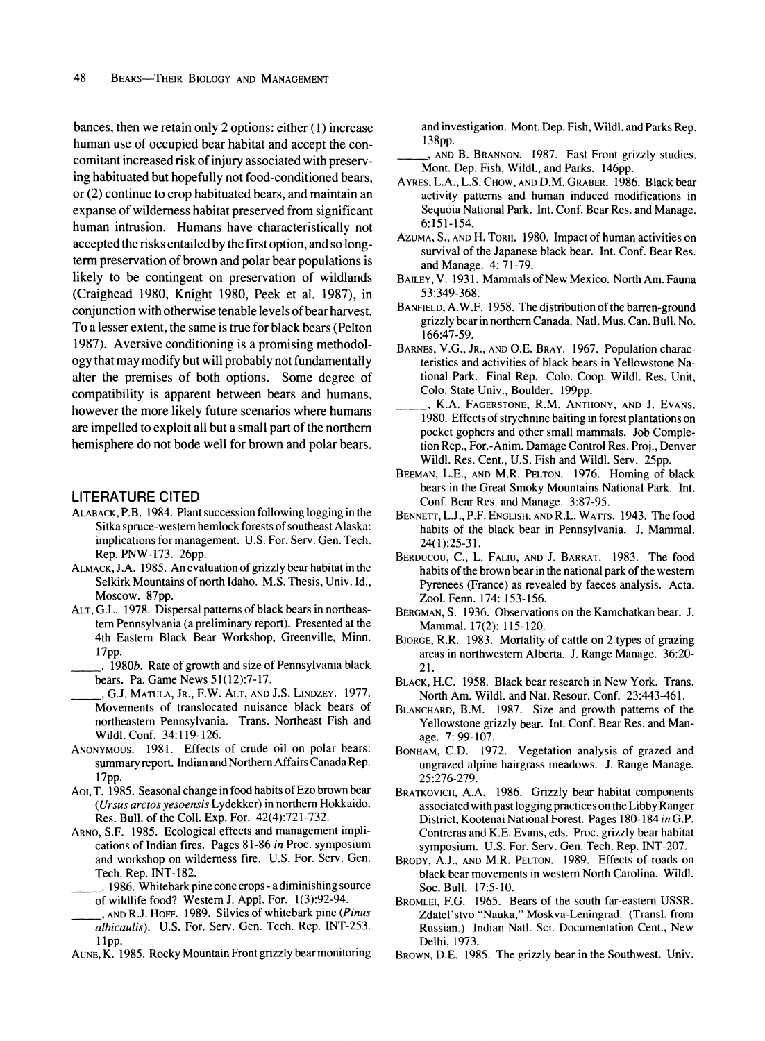bances, then we retain only 2 options: either (1) increase human use of occupied bear habitat and accept the concomitant increased risk of injury associated with preserving habituated but hopefully not food-conditioned bears, or (2) continue to crop habituated bears, and maintain an expanse of wilderness habitat preserved from significant human intrusion. Humans have characteristically not accepted the risks entailed by the first option, and so long-term preservation of brown and polar bear populations is likely to be contingent on preservation of wildlands (Craighead 1980, Knight 1980, Peek et al. 1987), in conjunction with otherwise tenable levels of bear harvest. To a lesser extent, the same is true for black bears (Pelton 1987). Aversive conditioning is a promising methodology that may modify but will probably not fundamentally alter the premises of both options. Some degree of compatibility is apparent between bears and humans, however the more likely future scenarios where humans are impelled to exploit all but a small part of the northern hemisphere do not bode well for brown and polar bears.

## LITERATURE CITED

ALABACK, P.B. 1984. Plant succession following logging in the Sitka spruce-western hemlock forests of southeast Alaska: implications for management. U.S. For. Serv. Gen. Tech. Rep. PNW-173. 26pp.

ALMACK, J.A. 1985. An evaluation of grizzly bear habitat in the Selkirk Mountains of north Idaho. M.S. Thesis, Univ. Id., Moscow. 87pp.

ALT, G.L. 1978. Dispersal patterns of black bears in northeastern Pennsylvania (a preliminary report). Presented at the 4th Eastern Black Bear Workshop, Greenville, Minn. 17pp.

_____. 1980*b*. Rate of growth and size of Pennsylvania black bears. Pa. Game News 51(12):7-17.

_____, G.J. MATULA, JR., F.W. ALT, AND J.S. LINDZEY. 1977. Movements of translocated nuisance black bears of northeastern Pennsylvania. Trans. Northeast Fish and Wildl. Conf. 34:119-126.

ANONYMOUS. 1981. Effects of crude oil on polar bears: summary report. Indian and Northern Affairs Canada Rep. 17pp.

AOI, T. 1985. Seasonal change in food habits of Ezo brown bear (*Ursus arctos yesoensis* Lydekker) in northern Hokkaido. Res. Bull. of the Coll. Exp. For. 42(4):721-732.

ARNO, S.F. 1985. Ecological effects and management implications of Indian fires. Pages 81-86 *in* Proc. symposium and workshop on wilderness fire. U.S. For. Serv. Gen. Tech. Rep. INT-182.

_____. 1986. Whitebark pine cone crops - a diminishing source of wildlife food? Western J. Appl. For. 1(3):92-94.

_____, AND R.J. HOFF. 1989. Silvics of whitebark pine (*Pinus albicaulis*). U.S. For. Serv. Gen. Tech. Rep. INT-253. 11pp.

AUNE, K. 1985. Rocky Mountain Front grizzly bear monitoring and investigation. Mont. Dep. Fish, Wildl. and Parks Rep. 138pp.

_____, AND B. BRANNON. 1987. East Front grizzly studies. Mont. Dep. Fish, Wildl., and Parks. 146pp.

AYRES, L.A., L.S. CHOW, AND D.M. GRABER. 1986. Black bear activity patterns and human induced modifications in Sequoia National Park. Int. Conf. Bear Res. and Manage. 6:151-154.

AZUMA, S., AND H. TORII. 1980. Impact of human activities on survival of the Japanese black bear. Int. Conf. Bear Res. and Manage. 4: 71-79.

BAILEY, V. 1931. Mammals of New Mexico. North Am. Fauna 53:349-368.

BANFIELD, A.W.F. 1958. The distribution of the barren-ground grizzly bear in northern Canada. Natl. Mus. Can. Bull. No. 166:47-59.

BARNES, V.G., JR., AND O.E. BRAY. 1967. Population characteristics and activities of black bears in Yellowstone National Park. Final Rep. Colo. Coop. Wildl. Res. Unit, Colo. State Univ., Boulder. 199pp.

_____, K.A. FAGERSTONE, R.M. ANTHONY, AND J. EVANS. 1980. Effects of strychnine baiting in forest plantations on pocket gophers and other small mammals. Job Completion Rep., For.-Anim. Damage Control Res. Proj., Denver Wildl. Res. Cent., U.S. Fish and Wildl. Serv. 25pp.

BEEMAN, L.E., AND M.R. PELTON. 1976. Homing of black bears in the Great Smoky Mountains National Park. Int. Conf. Bear Res. and Manage. 3:87-95.

BENNETT, L.J., P.F. ENGLISH, AND R.L. WATTS. 1943. The food habits of the black bear in Pennsylvania. J. Mammal. 24(1):25-31.

BERDUCOU, C., L. FALIU, AND J. BARRAT. 1983. The food habits of the brown bear in the national park of the western Pyrenees (France) as revealed by faeces analysis. Acta. Zool. Fenn. 174: 153-156.

BERGMAN, S. 1936. Observations on the Kamchatkan bear. J. Mammal. 17(2): 115-120.

BJORGE, R.R. 1983. Mortality of cattle on 2 types of grazing areas in northwestern Alberta. J. Range Manage. 36:20-21.

BLACK, H.C. 1958. Black bear research in New York. Trans. North Am. Wildl. and Nat. Resour. Conf. 23:443-461.

BLANCHARD, B.M. 1987. Size and growth patterns of the Yellowstone grizzly bear. Int. Conf. Bear Res. and Manage. 7: 99-107.

BONHAM, C.D. 1972. Vegetation analysis of grazed and ungrazed alpine hairgrass meadows. J. Range Manage. 25:276-279.

BRATKOVICH, A.A. 1986. Grizzly bear habitat components associated with past logging practices on the Libby Ranger District, Kootenai National Forest. Pages 180-184 *in* G.P. Contreras and K.E. Evans, eds. Proc. grizzly bear habitat symposium. U.S. For. Serv. Gen. Tech. Rep. INT-207.

BRODY, A.J., AND M.R. PELTON. 1989. Effects of roads on black bear movements in western North Carolina. Wildl. Soc. Bull. 17:5-10.

BROMLEI, F.G. 1965. Bears of the south far-eastern USSR. Zdatel'stvo "Nauka," Moskva-Leningrad. (Transl. from Russian.) Indian Natl. Sci. Documentation Cent., New Delhi, 1973.

BROWN, D.E. 1985. The grizzly bear in the Southwest. Univ.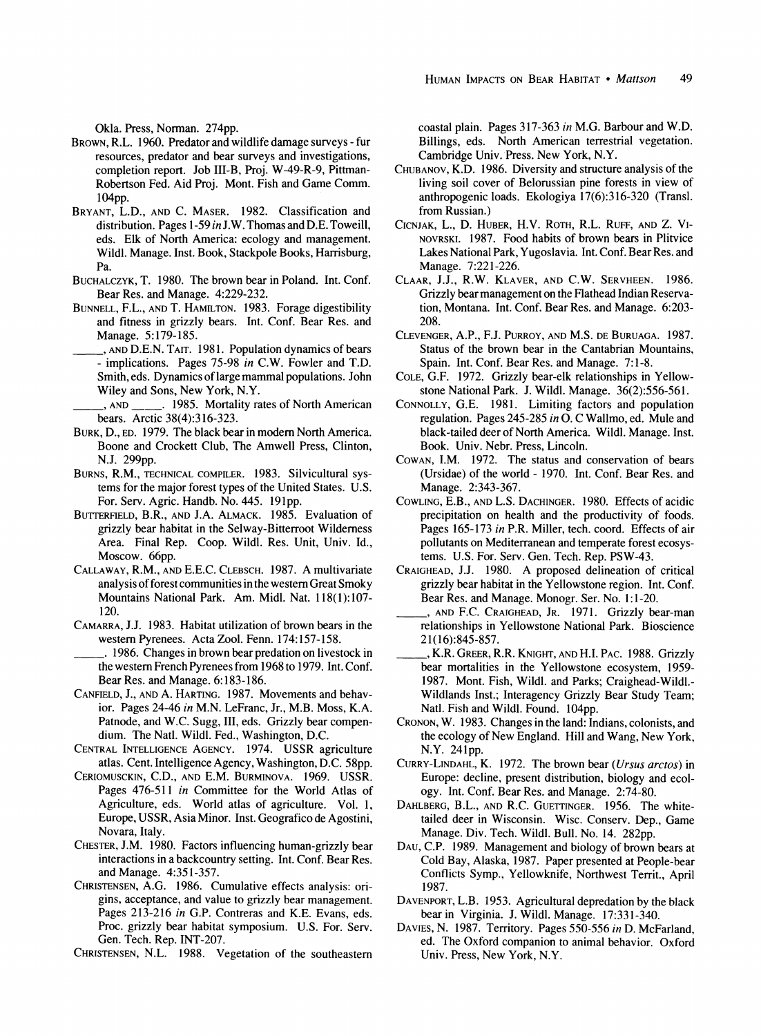Okla. Press, Norman. 274pp.

BROWN, R.L. 1960. Predator and wildlife damage surveys - fur resources, predator and bear surveys and investigations, completion report. Job III-B, Proj. W-49-R-9, Pittman-Robertson Fed. Aid Proj. Mont. Fish and Game Comm. 104pp.

BRYANT, L.D., AND C. MASER. 1982. Classification and distribution. Pages 1-59 *in* J.W. Thomas and D.E. Toweill, eds. Elk of North America: ecology and management. Wildl. Manage. Inst. Book, Stackpole Books, Harrisburg, Pa.

BUCHALCZYK, T. 1980. The brown bear in Poland. Int. Conf. Bear Res. and Manage. 4:229-232.

BUNNELL, F.L., AND T. HAMILTON. 1983. Forage digestibility and fitness in grizzly bears. Int. Conf. Bear Res. and Manage. 5:179-185.

_____, AND D.E.N. TAIT. 1981. Population dynamics of bears - implications. Pages 75-98 *in* C.W. Fowler and T.D. Smith, eds. Dynamics of large mammal populations. John Wiley and Sons, New York, N.Y.

_____, AND _____. 1985. Mortality rates of North American bears. Arctic 38(4):316-323.

BURK, D., ED. 1979. The black bear in modern North America. Boone and Crockett Club, The Amwell Press, Clinton, N.J. 299pp.

BURNS, R.M., TECHNICAL COMPILER. 1983. Silvicultural systems for the major forest types of the United States. U.S. For. Serv. Agric. Handb. No. 445. 191pp.

BUTTERFIELD, B.R., AND J.A. ALMACK. 1985. Evaluation of grizzly bear habitat in the Selway-Bitterroot Wilderness Area. Final Rep. Coop. Wildl. Res. Unit, Univ. Id., Moscow. 66pp.

CALLAWAY, R.M., AND E.E.C. CLEBSCH. 1987. A multivariate analysis of forest communities in the western Great Smoky Mountains National Park. Am. Midl. Nat. 118(1):107-120.

CAMARRA, J.J. 1983. Habitat utilization of brown bears in the western Pyrenees. Acta Zool. Fenn. 174:157-158.

_____. 1986. Changes in brown bear predation on livestock in the western French Pyrenees from 1968 to 1979. Int. Conf. Bear Res. and Manage. 6:183-186.

CANFIELD, J., AND A. HARTING. 1987. Movements and behavior. Pages 24-46 *in* M.N. LeFranc, Jr., M.B. Moss, K.A. Patnode, and W.C. Sugg, III, eds. Grizzly bear compendium. The Natl. Wildl. Fed., Washington, D.C.

CENTRAL INTELLIGENCE AGENCY. 1974. USSR agriculture atlas. Cent. Intelligence Agency, Washington, D.C. 58pp.

CERIOMUSCKIN, C.D., AND E.M. BURMINOVA. 1969. USSR. Pages 476-511 *in* Committee for the World Atlas of Agriculture, eds. World atlas of agriculture. Vol. 1, Europe, USSR, Asia Minor. Inst. Geografico de Agostini, Novara, Italy.

CHESTER, J.M. 1980. Factors influencing human-grizzly bear interactions in a backcountry setting. Int. Conf. Bear Res. and Manage. 4:351-357.

CHRISTENSEN, A.G. 1986. Cumulative effects analysis: origins, acceptance, and value to grizzly bear management. Pages 213-216 *in* G.P. Contreras and K.E. Evans, eds. Proc. grizzly bear habitat symposium. U.S. For. Serv. Gen. Tech. Rep. INT-207.

CHRISTENSEN, N.L. 1988. Vegetation of the southeastern coastal plain. Pages 317-363 *in* M.G. Barbour and W.D. Billings, eds. North American terrestrial vegetation. Cambridge Univ. Press. New York, N.Y.

CHUBANOV, K.D. 1986. Diversity and structure analysis of the living soil cover of Belorussian pine forests in view of anthropogenic loads. Ekologiya 17(6):316-320 (Transl. from Russian.)

CICNJAK, L., D. HUBER, H.V. ROTH, R.L. RUFF, AND Z. VINOVRSKI. 1987. Food habits of brown bears in Plitvice Lakes National Park, Yugoslavia. Int. Conf. Bear Res. and Manage. 7:221-226.

CLAAR, J.J., R.W. KLAVER, AND C.W. SERVHEEN. 1986. Grizzly bear management on the Flathead Indian Reservation, Montana. Int. Conf. Bear Res. and Manage. 6:203-208.

CLEVENGER, A.P., F.J. PURROY, AND M.S. DE BURUAGA. 1987. Status of the brown bear in the Cantabrian Mountains, Spain. Int. Conf. Bear Res. and Manage. 7:1-8.

COLE, G.F. 1972. Grizzly bear-elk relationships in Yellowstone National Park. J. Wildl. Manage. 36(2):556-561.

CONNOLLY, G.E. 1981. Limiting factors and population regulation. Pages 245-285 *in* O. C Wallmo, ed. Mule and black-tailed deer of North America. Wildl. Manage. Inst. Book. Univ. Nebr. Press, Lincoln.

COWAN, I.M. 1972. The status and conservation of bears (Ursidae) of the world - 1970. Int. Conf. Bear Res. and Manage. 2:343-367.

COWLING, E.B., AND L.S. DACHINGER. 1980. Effects of acidic precipitation on health and the productivity of foods. Pages 165-173 *in* P.R. Miller, tech. coord. Effects of air pollutants on Mediterranean and temperate forest ecosystems. U.S. For. Serv. Gen. Tech. Rep. PSW-43.

CRAIGHEAD, J.J. 1980. A proposed delineation of critical grizzly bear habitat in the Yellowstone region. Int. Conf. Bear Res. and Manage. Monogr. Ser. No. 1:1-20.

_____, AND F.C. CRAIGHEAD, JR. 1971. Grizzly bear-man relationships in Yellowstone National Park. Bioscience 21(16):845-857.

_____, K.R. GREER, R.R. KNIGHT, AND H.I. PAC. 1988. Grizzly bear mortalities in the Yellowstone ecosystem, 1959-1987. Mont. Fish, Wildl. and Parks; Craighead-Wildl.-Wildlands Inst.; Interagency Grizzly Bear Study Team; Natl. Fish and Wildl. Found. 104pp.

CRONON, W. 1983. Changes in the land: Indians, colonists, and the ecology of New England. Hill and Wang, New York, N.Y. 241pp.

CURRY-LINDAHL, K. 1972. The brown bear (*Ursus arctos*) in Europe: decline, present distribution, biology and ecology. Int. Conf. Bear Res. and Manage. 2:74-80.

DAHLBERG, B.L., AND R.C. GUETTINGER. 1956. The white-tailed deer in Wisconsin. Wisc. Conserv. Dep., Game Manage. Div. Tech. Wildl. Bull. No. 14. 282pp.

DAU, C.P. 1989. Management and biology of brown bears at Cold Bay, Alaska, 1987. Paper presented at People-bear Conflicts Symp., Yellowknife, Northwest Territ., April 1987.

DAVENPORT, L.B. 1953. Agricultural depredation by the black bear in Virginia. J. Wildl. Manage. 17:331-340.

DAVIES, N. 1987. Territory. Pages 550-556 *in* D. McFarland, ed. The Oxford companion to animal behavior. Oxford Univ. Press, New York, N.Y.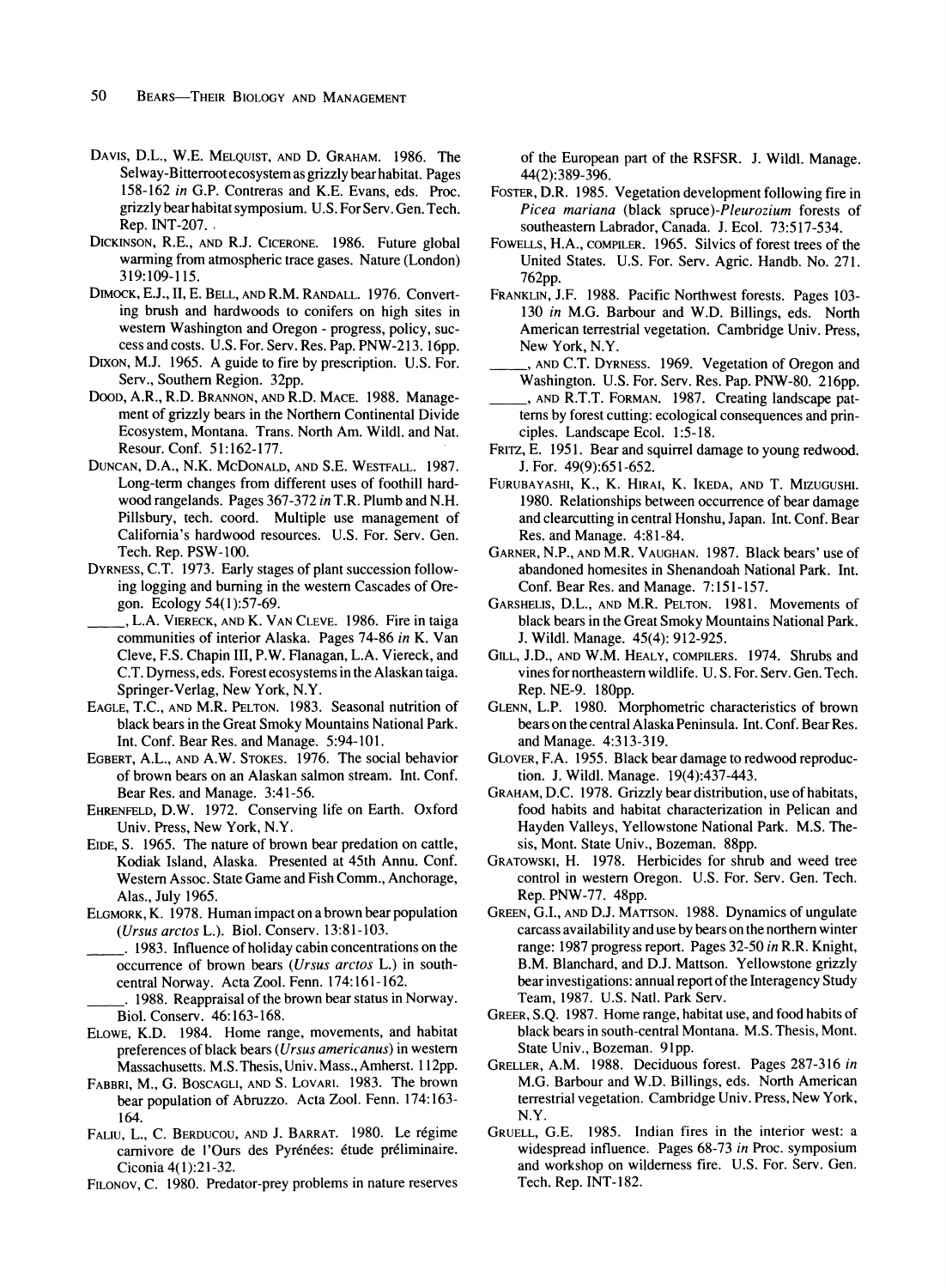Davis, D.L., W.E. Melquist, and D. Graham. 1986. The Selway-Bitterroot ecosystem as grizzly bear habitat. Pages 158-162 *in* G.P. Contreras and K.E. Evans, eds. Proc. grizzly bear habitat symposium. U.S. For Serv. Gen. Tech. Rep. INT-207.

Dickinson, R.E., and R.J. Cicerone. 1986. Future global warming from atmospheric trace gases. Nature (London) 319:109-115.

Dimock, E.J., II, E. Bell, and R.M. Randall. 1976. Converting brush and hardwoods to conifers on high sites in western Washington and Oregon - progress, policy, success and costs. U.S. For. Serv. Res. Pap. PNW-213. 16pp.

Dixon, M.J. 1965. A guide to fire by prescription. U.S. For. Serv., Southern Region. 32pp.

Dood, A.R., R.D. Brannon, and R.D. Mace. 1988. Management of grizzly bears in the Northern Continental Divide Ecosystem, Montana. Trans. North Am. Wildl. and Nat. Resour. Conf. 51:162-177.

Duncan, D.A., N.K. McDonald, and S.E. Westfall. 1987. Long-term changes from different uses of foothill hardwood rangelands. Pages 367-372 *in* T.R. Plumb and N.H. Pillsbury, tech. coord. Multiple use management of California's hardwood resources. U.S. For. Serv. Gen. Tech. Rep. PSW-100.

Dyrness, C.T. 1973. Early stages of plant succession following logging and burning in the western Cascades of Oregon. Ecology 54(1):57-69.

_____, L.A. Viereck, and K. Van Cleve. 1986. Fire in taiga communities of interior Alaska. Pages 74-86 *in* K. Van Cleve, F.S. Chapin III, P.W. Flanagan, L.A. Viereck, and C.T. Dyrness, eds. Forest ecosystems in the Alaskan taiga. Springer-Verlag, New York, N.Y.

Eagle, T.C., and M.R. Pelton. 1983. Seasonal nutrition of black bears in the Great Smoky Mountains National Park. Int. Conf. Bear Res. and Manage. 5:94-101.

Egbert, A.L., and A.W. Stokes. 1976. The social behavior of brown bears on an Alaskan salmon stream. Int. Conf. Bear Res. and Manage. 3:41-56.

Ehrenfeld, D.W. 1972. Conserving life on Earth. Oxford Univ. Press, New York, N.Y.

Eide, S. 1965. The nature of brown bear predation on cattle, Kodiak Island, Alaska. Presented at 45th Annu. Conf. Western Assoc. State Game and Fish Comm., Anchorage, Alas., July 1965.

Elgmork, K. 1978. Human impact on a brown bear population (*Ursus arctos* L.). Biol. Conserv. 13:81-103.

_____. 1983. Influence of holiday cabin concentrations on the occurrence of brown bears (*Ursus arctos* L.) in south-central Norway. Acta Zool. Fenn. 174:161-162.

_____. 1988. Reappraisal of the brown bear status in Norway. Biol. Conserv. 46:163-168.

Elowe, K.D. 1984. Home range, movements, and habitat preferences of black bears (*Ursus americanus*) in western Massachusetts. M.S. Thesis, Univ. Mass., Amherst. 112pp.

Fabbri, M., G. Boscagli, and S. Lovari. 1983. The brown bear population of Abruzzo. Acta Zool. Fenn. 174:163-164.

Faliu, L., C. Berducou, and J. Barrat. 1980. Le régime carnivore de l'Ours des Pyrénées: étude préliminaire. Ciconia 4(1):21-32.

Filonov, C. 1980. Predator-prey problems in nature reserves of the European part of the RSFSR. J. Wildl. Manage. 44(2):389-396.

Foster, D.R. 1985. Vegetation development following fire in *Picea mariana* (black spruce)-*Pleurozium* forests of southeastern Labrador, Canada. J. Ecol. 73:517-534.

Fowells, H.A., compiler. 1965. Silvics of forest trees of the United States. U.S. For. Serv. Agric. Handb. No. 271. 762pp.

Franklin, J.F. 1988. Pacific Northwest forests. Pages 103-130 *in* M.G. Barbour and W.D. Billings, eds. North American terrestrial vegetation. Cambridge Univ. Press, New York, N.Y.

_____, and C.T. Dyrness. 1969. Vegetation of Oregon and Washington. U.S. For. Serv. Res. Pap. PNW-80. 216pp.

_____, and R.T.T. Forman. 1987. Creating landscape patterns by forest cutting: ecological consequences and principles. Landscape Ecol. 1:5-18.

Fritz, E. 1951. Bear and squirrel damage to young redwood. J. For. 49(9):651-652.

Furubayashi, K., K. Hirai, K. Ikeda, and T. Mizugushi. 1980. Relationships between occurrence of bear damage and clearcutting in central Honshu, Japan. Int. Conf. Bear Res. and Manage. 4:81-84.

Garner, N.P., and M.R. Vaughan. 1987. Black bears' use of abandoned homesites in Shenandoah National Park. Int. Conf. Bear Res. and Manage. 7:151-157.

Garshelis, D.L., and M.R. Pelton. 1981. Movements of black bears in the Great Smoky Mountains National Park. J. Wildl. Manage. 45(4): 912-925.

Gill, J.D., and W.M. Healy, compilers. 1974. Shrubs and vines for northeastern wildlife. U. S. For. Serv. Gen. Tech. Rep. NE-9. 180pp.

Glenn, L.P. 1980. Morphometric characteristics of brown bears on the central Alaska Peninsula. Int. Conf. Bear Res. and Manage. 4:313-319.

Glover, F.A. 1955. Black bear damage to redwood reproduction. J. Wildl. Manage. 19(4):437-443.

Graham, D.C. 1978. Grizzly bear distribution, use of habitats, food habits and habitat characterization in Pelican and Hayden Valleys, Yellowstone National Park. M.S. Thesis, Mont. State Univ., Bozeman. 88pp.

Gratowski, H. 1978. Herbicides for shrub and weed tree control in western Oregon. U.S. For. Serv. Gen. Tech. Rep. PNW-77. 48pp.

Green, G.I., and D.J. Mattson. 1988. Dynamics of ungulate carcass availability and use by bears on the northern winter range: 1987 progress report. Pages 32-50 *in* R.R. Knight, B.M. Blanchard, and D.J. Mattson. Yellowstone grizzly bear investigations: annual report of the Interagency Study Team, 1987. U.S. Natl. Park Serv.

Greer, S.Q. 1987. Home range, habitat use, and food habits of black bears in south-central Montana. M.S. Thesis, Mont. State Univ., Bozeman. 91pp.

Greller, A.M. 1988. Deciduous forest. Pages 287-316 *in* M.G. Barbour and W.D. Billings, eds. North American terrestrial vegetation. Cambridge Univ. Press, New York, N.Y.

Gruell, G.E. 1985. Indian fires in the interior west: a widespread influence. Pages 68-73 *in* Proc. symposium and workshop on wilderness fire. U.S. For. Serv. Gen. Tech. Rep. INT-182.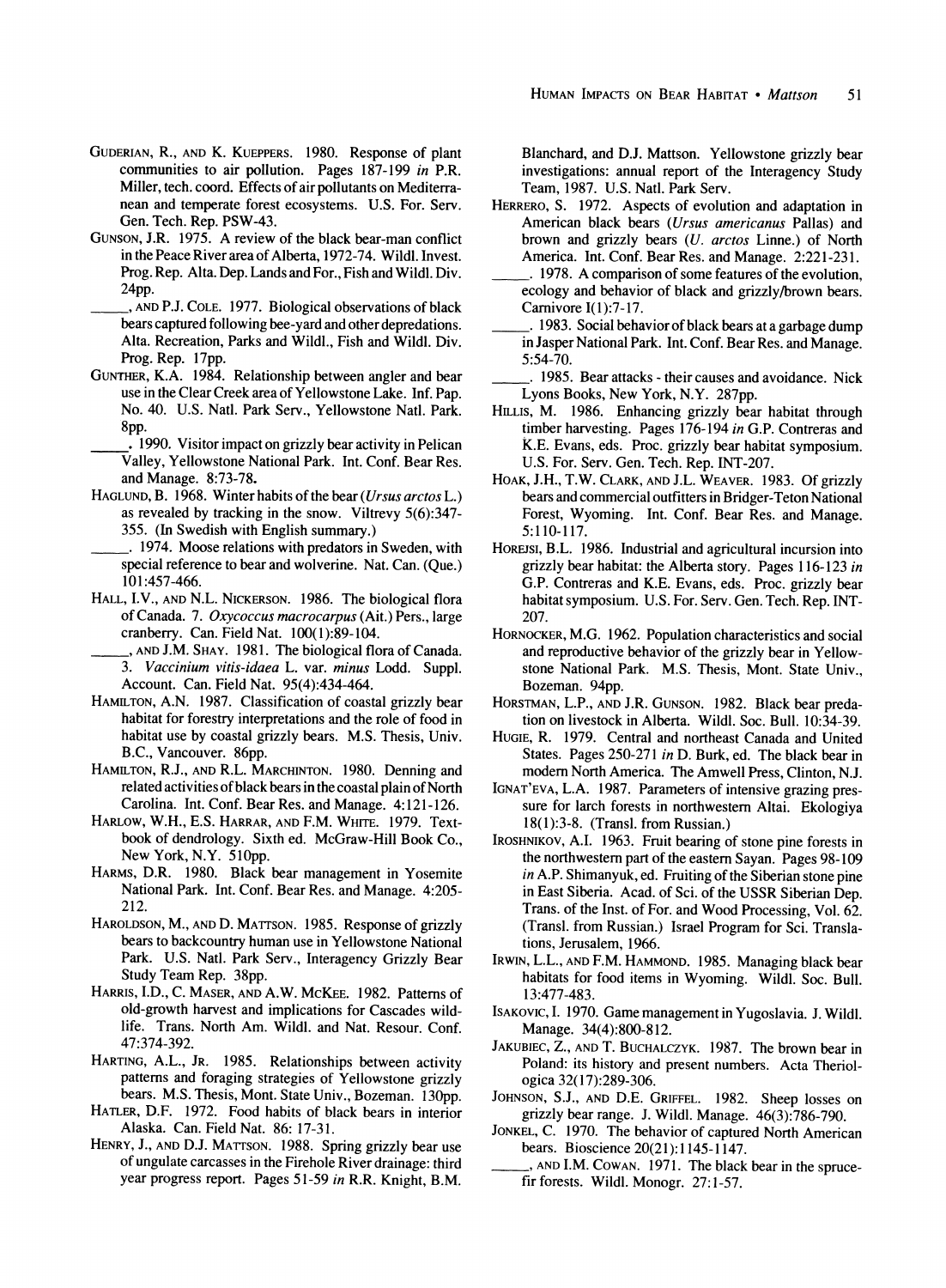GUDERIAN, R., AND K. KUEPPERS. 1980. Response of plant communities to air pollution. Pages 187-199 *in* P.R. Miller, tech. coord. Effects of air pollutants on Mediterranean and temperate forest ecosystems. U.S. For. Serv. Gen. Tech. Rep. PSW-43.

GUNSON, J.R. 1975. A review of the black bear-man conflict in the Peace River area of Alberta, 1972-74. Wildl. Invest. Prog. Rep. Alta. Dep. Lands and For., Fish and Wildl. Div. 24pp.

_____, AND P.J. COLE. 1977. Biological observations of black bears captured following bee-yard and other depredations. Alta. Recreation, Parks and Wildl., Fish and Wildl. Div. Prog. Rep. 17pp.

GUNTHER, K.A. 1984. Relationship between angler and bear use in the Clear Creek area of Yellowstone Lake. Inf. Pap. No. 40. U.S. Natl. Park Serv., Yellowstone Natl. Park. 8pp.

_____. 1990. Visitor impact on grizzly bear activity in Pelican Valley, Yellowstone National Park. Int. Conf. Bear Res. and Manage. 8:73-78.

HAGLUND, B. 1968. Winter habits of the bear (*Ursus arctos* L.) as revealed by tracking in the snow. Viltrevy 5(6):347-355. (In Swedish with English summary.)

_____. 1974. Moose relations with predators in Sweden, with special reference to bear and wolverine. Nat. Can. (Que.) 101:457-466.

HALL, I.V., AND N.L. NICKERSON. 1986. The biological flora of Canada. 7. *Oxycoccus macrocarpus* (Ait.) Pers., large cranberry. Can. Field Nat. 100(1):89-104.

_____, AND J.M. SHAY. 1981. The biological flora of Canada. 3. *Vaccinium vitis-idaea* L. var. *minus* Lodd. Suppl. Account. Can. Field Nat. 95(4):434-464.

HAMILTON, A.N. 1987. Classification of coastal grizzly bear habitat for forestry interpretations and the role of food in habitat use by coastal grizzly bears. M.S. Thesis, Univ. B.C., Vancouver. 86pp.

HAMILTON, R.J., AND R.L. MARCHINTON. 1980. Denning and related activities of black bears in the coastal plain of North Carolina. Int. Conf. Bear Res. and Manage. 4:121-126.

HARLOW, W.H., E.S. HARRAR, AND F.M. WHITE. 1979. Textbook of dendrology. Sixth ed. McGraw-Hill Book Co., New York, N.Y. 510pp.

HARMS, D.R. 1980. Black bear management in Yosemite National Park. Int. Conf. Bear Res. and Manage. 4:205-212.

HAROLDSON, M., AND D. MATTSON. 1985. Response of grizzly bears to backcountry human use in Yellowstone National Park. U.S. Natl. Park Serv., Interagency Grizzly Bear Study Team Rep. 38pp.

HARRIS, I.D., C. MASER, AND A.W. MCKEE. 1982. Patterns of old-growth harvest and implications for Cascades wildlife. Trans. North Am. Wildl. and Nat. Resour. Conf. 47:374-392.

HARTING, A.L., JR. 1985. Relationships between activity patterns and foraging strategies of Yellowstone grizzly bears. M.S. Thesis, Mont. State Univ., Bozeman. 130pp.

HATLER, D.F. 1972. Food habits of black bears in interior Alaska. Can. Field Nat. 86: 17-31.

HENRY, J., AND D.J. MATTSON. 1988. Spring grizzly bear use of ungulate carcasses in the Firehole River drainage: third year progress report. Pages 51-59 *in* R.R. Knight, B.M. Blanchard, and D.J. Mattson. Yellowstone grizzly bear investigations: annual report of the Interagency Study Team, 1987. U.S. Natl. Park Serv.

HERRERO, S. 1972. Aspects of evolution and adaptation in American black bears (*Ursus americanus* Pallas) and brown and grizzly bears (*U. arctos* Linne.) of North America. Int. Conf. Bear Res. and Manage. 2:221-231.

_____. 1978. A comparison of some features of the evolution, ecology and behavior of black and grizzly/brown bears. Carnivore I(1):7-17.

_____. 1983. Social behavior of black bears at a garbage dump in Jasper National Park. Int. Conf. Bear Res. and Manage. 5:54-70.

_____. 1985. Bear attacks - their causes and avoidance. Nick Lyons Books, New York, N.Y. 287pp.

HILLIS, M. 1986. Enhancing grizzly bear habitat through timber harvesting. Pages 176-194 *in* G.P. Contreras and K.E. Evans, eds. Proc. grizzly bear habitat symposium. U.S. For. Serv. Gen. Tech. Rep. INT-207.

HOAK, J.H., T.W. CLARK, AND J.L. WEAVER. 1983. Of grizzly bears and commercial outfitters in Bridger-Teton National Forest, Wyoming. Int. Conf. Bear Res. and Manage. 5:110-117.

HOREJSI, B.L. 1986. Industrial and agricultural incursion into grizzly bear habitat: the Alberta story. Pages 116-123 *in* G.P. Contreras and K.E. Evans, eds. Proc. grizzly bear habitat symposium. U.S. For. Serv. Gen. Tech. Rep. INT-207.

HORNOCKER, M.G. 1962. Population characteristics and social and reproductive behavior of the grizzly bear in Yellowstone National Park. M.S. Thesis, Mont. State Univ., Bozeman. 94pp.

HORSTMAN, L.P., AND J.R. GUNSON. 1982. Black bear predation on livestock in Alberta. Wildl. Soc. Bull. 10:34-39.

HUGIE, R. 1979. Central and northeast Canada and United States. Pages 250-271 *in* D. Burk, ed. The black bear in modern North America. The Amwell Press, Clinton, N.J.

IGNAT'EVA, L.A. 1987. Parameters of intensive grazing pressure for larch forests in northwestern Altai. Ekologiya 18(1):3-8. (Transl. from Russian.)

IROSHNIKOV, A.I. 1963. Fruit bearing of stone pine forests in the northwestern part of the eastern Sayan. Pages 98-109 *in* A.P. Shimanyuk, ed. Fruiting of the Siberian stone pine in East Siberia. Acad. of Sci. of the USSR Siberian Dep. Trans. of the Inst. of For. and Wood Processing, Vol. 62. (Transl. from Russian.) Israel Program for Sci. Translations, Jerusalem, 1966.

IRWIN, L.L., AND F.M. HAMMOND. 1985. Managing black bear habitats for food items in Wyoming. Wildl. Soc. Bull. 13:477-483.

ISAKOVIC, I. 1970. Game management in Yugoslavia. J. Wildl. Manage. 34(4):800-812.

JAKUBIEC, Z., AND T. BUCHALCZYK. 1987. The brown bear in Poland: its history and present numbers. Acta Theriologica 32(17):289-306.

JOHNSON, S.J., AND D.E. GRIFFEL. 1982. Sheep losses on grizzly bear range. J. Wildl. Manage. 46(3):786-790.

JONKEL, C. 1970. The behavior of captured North American bears. Bioscience 20(21):1145-1147.

_____, AND I.M. COWAN. 1971. The black bear in the spruce-fir forests. Wildl. Monogr. 27:1-57.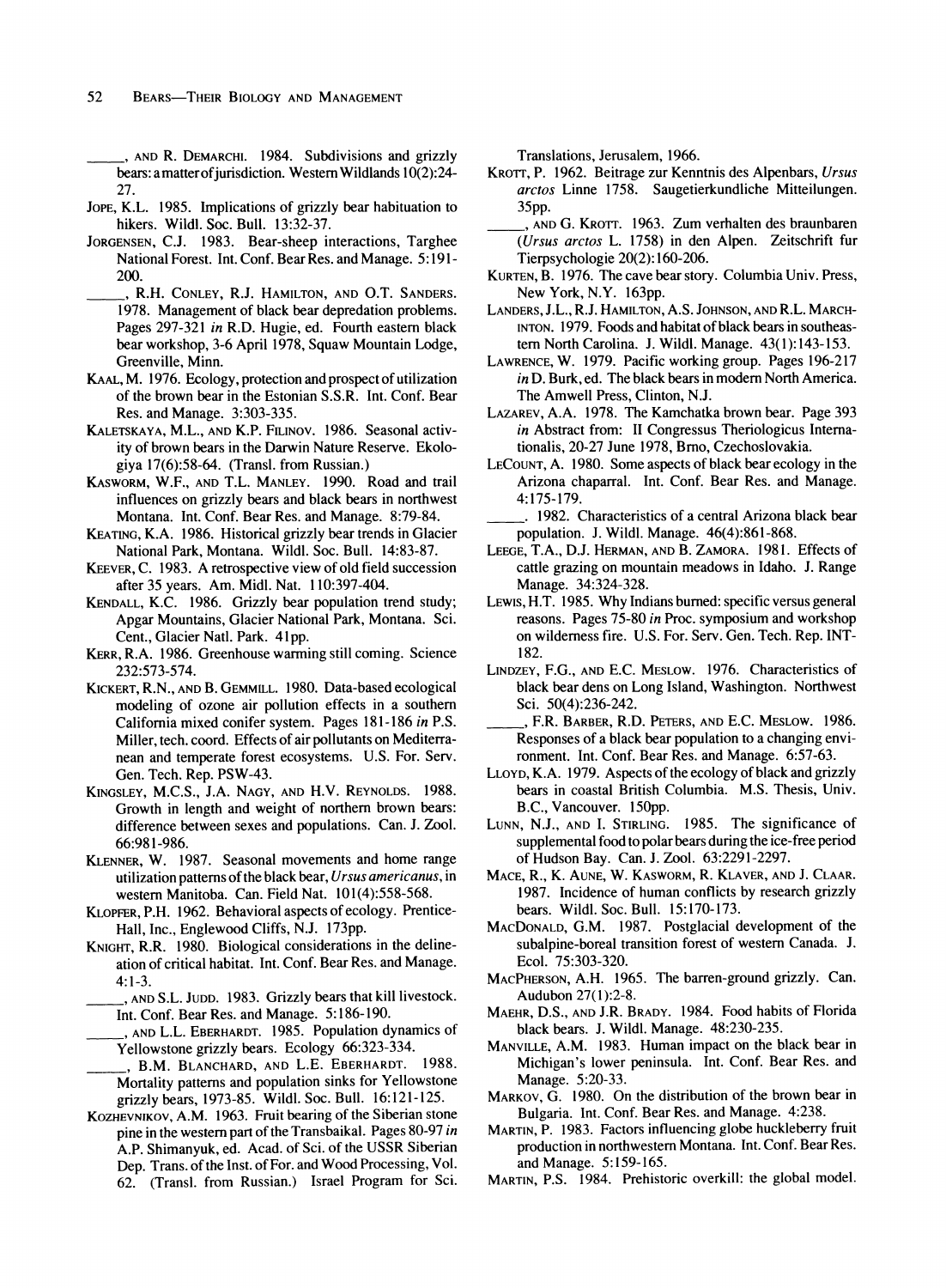_____, AND R. DEMARCHI. 1984. Subdivisions and grizzly bears: a matter of jurisdiction. Western Wildlands 10(2):24-27.

JOPE, K.L. 1985. Implications of grizzly bear habituation to hikers. Wildl. Soc. Bull. 13:32-37.

JORGENSEN, C.J. 1983. Bear-sheep interactions, Targhee National Forest. Int. Conf. Bear Res. and Manage. 5:191-200.

_____, R.H. CONLEY, R.J. HAMILTON, AND O.T. SANDERS. 1978. Management of black bear depredation problems. Pages 297-321 *in* R.D. Hugie, ed. Fourth eastern black bear workshop, 3-6 April 1978, Squaw Mountain Lodge, Greenville, Minn.

KAAL, M. 1976. Ecology, protection and prospect of utilization of the brown bear in the Estonian S.S.R. Int. Conf. Bear Res. and Manage. 3:303-335.

KALETSKAYA, M.L., AND K.P. FILINOV. 1986. Seasonal activity of brown bears in the Darwin Nature Reserve. Ekologiya 17(6):58-64. (Transl. from Russian.)

KASWORM, W.F., AND T.L. MANLEY. 1990. Road and trail influences on grizzly bears and black bears in northwest Montana. Int. Conf. Bear Res. and Manage. 8:79-84.

KEATING, K.A. 1986. Historical grizzly bear trends in Glacier National Park, Montana. Wildl. Soc. Bull. 14:83-87.

KEEVER, C. 1983. A retrospective view of old field succession after 35 years. Am. Midl. Nat. 110:397-404.

KENDALL, K.C. 1986. Grizzly bear population trend study; Apgar Mountains, Glacier National Park, Montana. Sci. Cent., Glacier Natl. Park. 41pp.

KERR, R.A. 1986. Greenhouse warming still coming. Science 232:573-574.

KICKERT, R.N., AND B. GEMMILL. 1980. Data-based ecological modeling of ozone air pollution effects in a southern California mixed conifer system. Pages 181-186 *in* P.S. Miller, tech. coord. Effects of air pollutants on Mediterranean and temperate forest ecosystems. U.S. For. Serv. Gen. Tech. Rep. PSW-43.

KINGSLEY, M.C.S., J.A. NAGY, AND H.V. REYNOLDS. 1988. Growth in length and weight of northern brown bears: difference between sexes and populations. Can. J. Zool. 66:981-986.

KLENNER, W. 1987. Seasonal movements and home range utilization patterns of the black bear, *Ursus americanus*, in western Manitoba. Can. Field Nat. 101(4):558-568.

KLOPFER, P.H. 1962. Behavioral aspects of ecology. Prentice-Hall, Inc., Englewood Cliffs, N.J. 173pp.

KNIGHT, R.R. 1980. Biological considerations in the delineation of critical habitat. Int. Conf. Bear Res. and Manage. 4:1-3.

_____, AND S.L. JUDD. 1983. Grizzly bears that kill livestock. Int. Conf. Bear Res. and Manage. 5:186-190.

_____, AND L.L. EBERHARDT. 1985. Population dynamics of Yellowstone grizzly bears. Ecology 66:323-334.

_____, B.M. BLANCHARD, AND L.E. EBERHARDT. 1988. Mortality patterns and population sinks for Yellowstone grizzly bears, 1973-85. Wildl. Soc. Bull. 16:121-125.

KOZHEVNIKOV, A.M. 1963. Fruit bearing of the Siberian stone pine in the western part of the Transbaikal. Pages 80-97 *in* A.P. Shimanyuk, ed. Acad. of Sci. of the USSR Siberian Dep. Trans. of the Inst. of For. and Wood Processing, Vol. 62. (Transl. from Russian.) Israel Program for Sci. Translations, Jerusalem, 1966.

KROTT, P. 1962. Beitrage zur Kenntnis des Alpenbars, *Ursus arctos* Linne 1758. Saugetierkundliche Mitteilungen. 35pp.

_____, AND G. KROTT. 1963. Zum verhalten des braunbaren (*Ursus arctos* L. 1758) in den Alpen. Zeitschrift fur Tierpsychologie 20(2):160-206.

KURTEN, B. 1976. The cave bear story. Columbia Univ. Press, New York, N.Y. 163pp.

LANDERS, J.L., R.J. HAMILTON, A.S. JOHNSON, AND R.L. MARCHINTON. 1979. Foods and habitat of black bears in southeastern North Carolina. J. Wildl. Manage. 43(1):143-153.

LAWRENCE, W. 1979. Pacific working group. Pages 196-217 *in* D. Burk, ed. The black bears in modern North America. The Amwell Press, Clinton, N.J.

LAZAREV, A.A. 1978. The Kamchatka brown bear. Page 393 *in* Abstract from: II Congressus Theriologicus Internationalis, 20-27 June 1978, Brno, Czechoslovakia.

LECOUNT, A. 1980. Some aspects of black bear ecology in the Arizona chaparral. Int. Conf. Bear Res. and Manage. 4:175-179.

_____. 1982. Characteristics of a central Arizona black bear population. J. Wildl. Manage. 46(4):861-868.

LEEGE, T.A., D.J. HERMAN, AND B. ZAMORA. 1981. Effects of cattle grazing on mountain meadows in Idaho. J. Range Manage. 34:324-328.

LEWIS, H.T. 1985. Why Indians burned: specific versus general reasons. Pages 75-80 *in* Proc. symposium and workshop on wilderness fire. U.S. For. Serv. Gen. Tech. Rep. INT-182.

LINDZEY, F.G., AND E.C. MESLOW. 1976. Characteristics of black bear dens on Long Island, Washington. Northwest Sci. 50(4):236-242.

_____, F.R. BARBER, R.D. PETERS, AND E.C. MESLOW. 1986. Responses of a black bear population to a changing environment. Int. Conf. Bear Res. and Manage. 6:57-63.

LLOYD, K.A. 1979. Aspects of the ecology of black and grizzly bears in coastal British Columbia. M.S. Thesis, Univ. B.C., Vancouver. 150pp.

LUNN, N.J., AND I. STIRLING. 1985. The significance of supplemental food to polar bears during the ice-free period of Hudson Bay. Can. J. Zool. 63:2291-2297.

MACE, R., K. AUNE, W. KASWORM, R. KLAVER, AND J. CLAAR. 1987. Incidence of human conflicts by research grizzly bears. Wildl. Soc. Bull. 15:170-173.

MACDONALD, G.M. 1987. Postglacial development of the subalpine-boreal transition forest of western Canada. J. Ecol. 75:303-320.

MACPHERSON, A.H. 1965. The barren-ground grizzly. Can. Audubon 27(1):2-8.

MAEHR, D.S., AND J.R. BRADY. 1984. Food habits of Florida black bears. J. Wildl. Manage. 48:230-235.

MANVILLE, A.M. 1983. Human impact on the black bear in Michigan's lower peninsula. Int. Conf. Bear Res. and Manage. 5:20-33.

MARKOV, G. 1980. On the distribution of the brown bear in Bulgaria. Int. Conf. Bear Res. and Manage. 4:238.

MARTIN, P. 1983. Factors influencing globe huckleberry fruit production in northwestern Montana. Int. Conf. Bear Res. and Manage. 5:159-165.

MARTIN, P.S. 1984. Prehistoric overkill: the global model.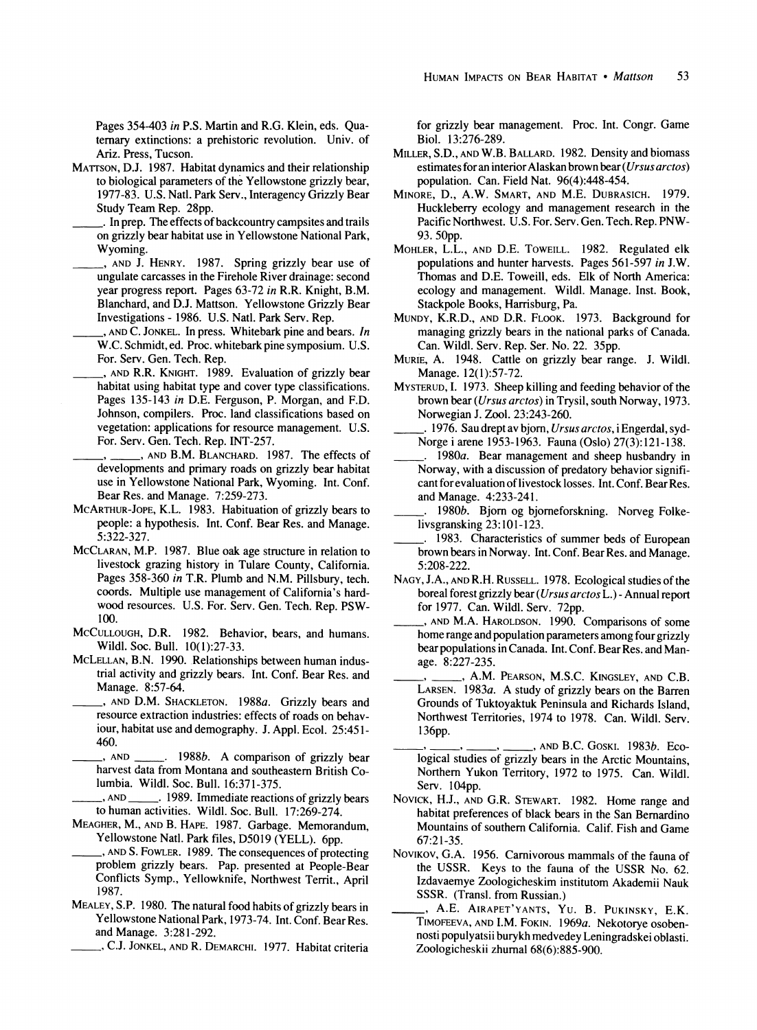Pages 354-403 *in* P.S. Martin and R.G. Klein, eds. Quaternary extinctions: a prehistoric revolution. Univ. of Ariz. Press, Tucson.

MATTSON, D.J. 1987. Habitat dynamics and their relationship to biological parameters of the Yellowstone grizzly bear, 1977-83. U.S. Natl. Park Serv., Interagency Grizzly Bear Study Team Rep. 28pp.

_____. In prep. The effects of backcountry campsites and trails on grizzly bear habitat use in Yellowstone National Park, Wyoming.

_____, AND J. HENRY. 1987. Spring grizzly bear use of ungulate carcasses in the Firehole River drainage: second year progress report. Pages 63-72 *in* R.R. Knight, B.M. Blanchard, and D.J. Mattson. Yellowstone Grizzly Bear Investigations - 1986. U.S. Natl. Park Serv. Rep.

_____, AND C. JONKEL. In press. Whitebark pine and bears. *In* W.C. Schmidt, ed. Proc. whitebark pine symposium. U.S. For. Serv. Gen. Tech. Rep.

_____, AND R.R. KNIGHT. 1989. Evaluation of grizzly bear habitat using habitat type and cover type classifications. Pages 135-143 *in* D.E. Ferguson, P. Morgan, and F.D. Johnson, compilers. Proc. land classifications based on vegetation: applications for resource management. U.S. For. Serv. Gen. Tech. Rep. INT-257.

_____, _____, AND B.M. BLANCHARD. 1987. The effects of developments and primary roads on grizzly bear habitat use in Yellowstone National Park, Wyoming. Int. Conf. Bear Res. and Manage. 7:259-273.

MCARTHUR-JOPE, K.L. 1983. Habituation of grizzly bears to people: a hypothesis. Int. Conf. Bear Res. and Manage. 5:322-327.

MCCLARAN, M.P. 1987. Blue oak age structure in relation to livestock grazing history in Tulare County, California. Pages 358-360 *in* T.R. Plumb and N.M. Pillsbury, tech. coords. Multiple use management of California's hardwood resources. U.S. For. Serv. Gen. Tech. Rep. PSW-100.

MCCULLOUGH, D.R. 1982. Behavior, bears, and humans. Wildl. Soc. Bull. 10(1):27-33.

MCLELLAN, B.N. 1990. Relationships between human industrial activity and grizzly bears. Int. Conf. Bear Res. and Manage. 8:57-64.

_____, AND D.M. SHACKLETON. 1988*a*. Grizzly bears and resource extraction industries: effects of roads on behaviour, habitat use and demography. J. Appl. Ecol. 25:451-460.

_____, AND _____. 1988*b*. A comparison of grizzly bear harvest data from Montana and southeastern British Columbia. Wildl. Soc. Bull. 16:371-375.

_____, AND _____. 1989. Immediate reactions of grizzly bears to human activities. Wildl. Soc. Bull. 17:269-274.

MEAGHER, M., AND B. HAPE. 1987. Garbage. Memorandum, Yellowstone Natl. Park files, D5019 (YELL). 6pp.

_____, AND S. FOWLER. 1989. The consequences of protecting problem grizzly bears. Pap. presented at People-Bear Conflicts Symp., Yellowknife, Northwest Territ., April 1987.

MEALEY, S.P. 1980. The natural food habits of grizzly bears in Yellowstone National Park, 1973-74. Int. Conf. Bear Res. and Manage. 3:281-292.

_____, C.J. JONKEL, AND R. DEMARCHI. 1977. Habitat criteria for grizzly bear management. Proc. Int. Congr. Game Biol. 13:276-289.

MILLER, S.D., AND W.B. BALLARD. 1982. Density and biomass estimates for an interior Alaskan brown bear (*Ursus arctos*) population. Can. Field Nat. 96(4):448-454.

MINORE, D., A.W. SMART, AND M.E. DUBRASICH. 1979. Huckleberry ecology and management research in the Pacific Northwest. U.S. For. Serv. Gen. Tech. Rep. PNW-93. 50pp.

MOHLER, L.L., AND D.E. TOWEILL. 1982. Regulated elk populations and hunter harvests. Pages 561-597 *in* J.W. Thomas and D.E. Toweill, eds. Elk of North America: ecology and management. Wildl. Manage. Inst. Book, Stackpole Books, Harrisburg, Pa.

MUNDY, K.R.D., AND D.R. FLOOK. 1973. Background for managing grizzly bears in the national parks of Canada. Can. Wildl. Serv. Rep. Ser. No. 22. 35pp.

MURIE, A. 1948. Cattle on grizzly bear range. J. Wildl. Manage. 12(1):57-72.

MYSTERUD, I. 1973. Sheep killing and feeding behavior of the brown bear (*Ursus arctos*) in Trysil, south Norway, 1973. Norwegian J. Zool. 23:243-260.

_____. 1976. Sau drept av bjorn, *Ursus arctos*, i Engerdal, syd-Norge i arene 1953-1963. Fauna (Oslo) 27(3):121-138.

_____. 1980*a*. Bear management and sheep husbandry in Norway, with a discussion of predatory behavior significant for evaluation of livestock losses. Int. Conf. Bear Res. and Manage. 4:233-241.

_____. 1980*b*. Bjorn og bjorneforskning. Norveg Folkelivsgransking 23:101-123.

_____. 1983. Characteristics of summer beds of European brown bears in Norway. Int. Conf. Bear Res. and Manage. 5:208-222.

NAGY, J.A., AND R.H. RUSSELL. 1978. Ecological studies of the boreal forest grizzly bear (*Ursus arctos* L.) - Annual report for 1977. Can. Wildl. Serv. 72pp.

_____, AND M.A. HAROLDSON. 1990. Comparisons of some home range and population parameters among four grizzly bear populations in Canada. Int. Conf. Bear Res. and Manage. 8:227-235.

_____, _____, A.M. PEARSON, M.S.C. KINGSLEY, AND C.B. LARSEN. 1983*a*. A study of grizzly bears on the Barren Grounds of Tuktoyaktuk Peninsula and Richards Island, Northwest Territories, 1974 to 1978. Can. Wildl. Serv. 136pp.

_____, _____, _____, _____, AND B.C. GOSKI. 1983*b*. Ecological studies of grizzly bears in the Arctic Mountains, Northern Yukon Territory, 1972 to 1975. Can. Wildl. Serv. 104pp.

NOVICK, H.J., AND G.R. STEWART. 1982. Home range and habitat preferences of black bears in the San Bernardino Mountains of southern California. Calif. Fish and Game 67:21-35.

NOVIKOV, G.A. 1956. Carnivorous mammals of the fauna of the USSR. Keys to the fauna of the USSR No. 62. Izdavaemye Zoologicheskim institutom Akademii Nauk SSSR. (Transl. from Russian.)

_____, A.E. AIRAPET'YANTS, YU. B. PUKINSKY, E.K. TIMOFEEVA, AND I.M. FOKIN. 1969*a*. Nekotorye osobennosti populyatsii burykh medvedey Leningradskei oblasti. Zoologicheskii zhurnal 68(6):885-900.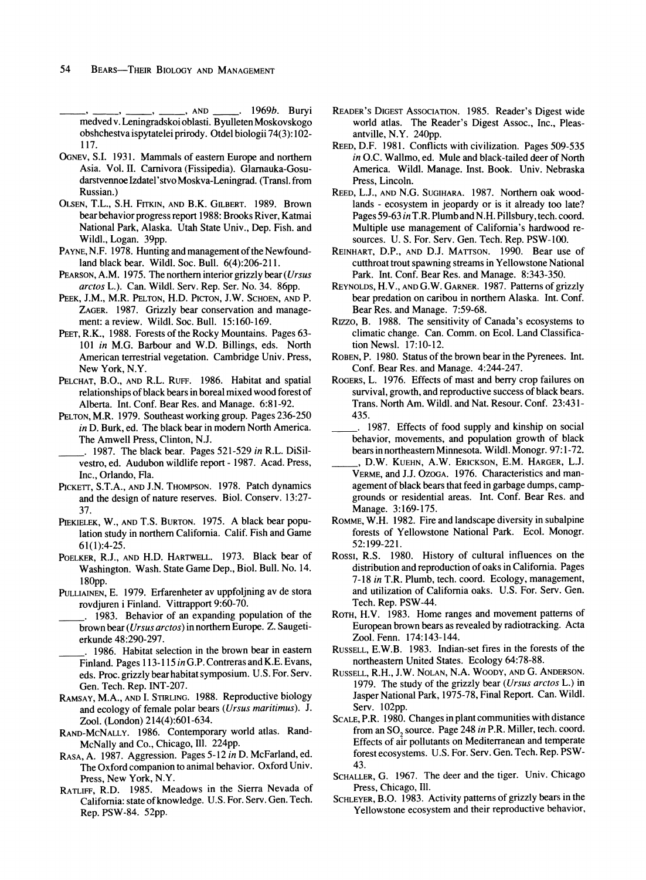_____, _____, _____, _____, AND _____. 1969*b*. Buryi medved v. Leningradskoi oblasti. Byulleten Moskovskogo obshchestva ispytatelei prirody. Otdel biologii 74(3):102-117.

OGNEV, S.I. 1931. Mammals of eastern Europe and northern Asia. Vol. II. Carnivora (Fissipedia). Glarnauka-Gosudarstvennoe Izdatel'stvo Moskva-Leningrad. (Transl. from Russian.)

OLSEN, T.L., S.H. FITKIN, AND B.K. GILBERT. 1989. Brown bear behavior progress report 1988: Brooks River, Katmai National Park, Alaska. Utah State Univ., Dep. Fish. and Wildl., Logan. 39pp.

PAYNE, N.F. 1978. Hunting and management of the Newfoundland black bear. Wildl. Soc. Bull. 6(4):206-211.

PEARSON, A.M. 1975. The northern interior grizzly bear (*Ursus arctos* L.). Can. Wildl. Serv. Rep. Ser. No. 34. 86pp.

PEEK, J.M., M.R. PELTON, H.D. PICTON, J.W. SCHOEN, AND P. ZAGER. 1987. Grizzly bear conservation and management: a review. Wildl. Soc. Bull. 15:160-169.

PEET, R.K., 1988. Forests of the Rocky Mountains. Pages 63-101 *in* M.G. Barbour and W.D. Billings, eds. North American terrestrial vegetation. Cambridge Univ. Press, New York, N.Y.

PELCHAT, B.O., AND R.L. RUFF. 1986. Habitat and spatial relationships of black bears in boreal mixed wood forest of Alberta. Int. Conf. Bear Res. and Manage. 6:81-92.

PELTON, M.R. 1979. Southeast working group. Pages 236-250 *in* D. Burk, ed. The black bear in modern North America. The Amwell Press, Clinton, N.J.

_____. 1987. The black bear. Pages 521-529 *in* R.L. DiSilvestro, ed. Audubon wildlife report - 1987. Acad. Press, Inc., Orlando, Fla.

PICKETT, S.T.A., AND J.N. THOMPSON. 1978. Patch dynamics and the design of nature reserves. Biol. Conserv. 13:27-37.

PIEKIELEK, W., AND T.S. BURTON. 1975. A black bear population study in northern California. Calif. Fish and Game 61(1):4-25.

POELKER, R.J., AND H.D. HARTWELL. 1973. Black bear of Washington. Wash. State Game Dep., Biol. Bull. No. 14. 180pp.

PULLIAINEN, E. 1979. Erfarenheter av uppfoljning av de stora rovdjuren i Finland. Vittrapport 9:60-70.

_____. 1983. Behavior of an expanding population of the brown bear (*Ursus arctos*) in northern Europe. Z. Saugetierkunde 48:290-297.

_____. 1986. Habitat selection in the brown bear in eastern Finland. Pages 113-115 *in* G.P. Contreras and K.E. Evans, eds. Proc. grizzly bear habitat symposium. U.S. For. Serv. Gen. Tech. Rep. INT-207.

RAMSAY, M.A., AND I. STIRLING. 1988. Reproductive biology and ecology of female polar bears (*Ursus maritimus*). J. Zool. (London) 214(4):601-634.

RAND-MCNALLY. 1986. Contemporary world atlas. Rand-McNally and Co., Chicago, Ill. 224pp.

RASA, A. 1987. Aggression. Pages 5-12 *in* D. McFarland, ed. The Oxford companion to animal behavior. Oxford Univ. Press, New York, N.Y.

RATLIFF, R.D. 1985. Meadows in the Sierra Nevada of California: state of knowledge. U.S. For. Serv. Gen. Tech. Rep. PSW-84. 52pp.

READER'S DIGEST ASSOCIATION. 1985. Reader's Digest wide world atlas. The Reader's Digest Assoc., Inc., Pleasantville, N.Y. 240pp.

REED, D.F. 1981. Conflicts with civilization. Pages 509-535 *in* O.C. Wallmo, ed. Mule and black-tailed deer of North America. Wildl. Manage. Inst. Book. Univ. Nebraska Press, Lincoln.

REED, L.J., AND N.G. SUGIHARA. 1987. Northern oak woodlands - ecosystem in jeopardy or is it already too late? Pages 59-63 *in* T.R. Plumb and N.H. Pillsbury, tech. coord. Multiple use management of California's hardwood resources. U. S. For. Serv. Gen. Tech. Rep. PSW-100.

REINHART, D.P., AND D.J. MATTSON. 1990. Bear use of cutthroat trout spawning streams in Yellowstone National Park. Int. Conf. Bear Res. and Manage. 8:343-350.

REYNOLDS, H.V., AND G.W. GARNER. 1987. Patterns of grizzly bear predation on caribou in northern Alaska. Int. Conf. Bear Res. and Manage. 7:59-68.

RIZZO, B. 1988. The sensitivity of Canada's ecosystems to climatic change. Can. Comm. on Ecol. Land Classification Newsl. 17:10-12.

ROBEN, P. 1980. Status of the brown bear in the Pyrenees. Int. Conf. Bear Res. and Manage. 4:244-247.

ROGERS, L. 1976. Effects of mast and berry crop failures on survival, growth, and reproductive success of black bears. Trans. North Am. Wildl. and Nat. Resour. Conf. 23:431-435.

_____. 1987. Effects of food supply and kinship on social behavior, movements, and population growth of black bears in northeastern Minnesota. Wildl. Monogr. 97:1-72.

_____, D.W. KUEHN, A.W. ERICKSON, E.M. HARGER, L.J. VERME, and J.J. OZOGA. 1976. Characteristics and management of black bears that feed in garbage dumps, campgrounds or residential areas. Int. Conf. Bear Res. and Manage. 3:169-175.

ROMME, W.H. 1982. Fire and landscape diversity in subalpine forests of Yellowstone National Park. Ecol. Monogr. 52:199-221.

ROSSI, R.S. 1980. History of cultural influences on the distribution and reproduction of oaks in California. Pages 7-18 *in* T.R. Plumb, tech. coord. Ecology, management, and utilization of California oaks. U.S. For. Serv. Gen. Tech. Rep. PSW-44.

ROTH, H.V. 1983. Home ranges and movement patterns of European brown bears as revealed by radiotracking. Acta Zool. Fenn. 174:143-144.

RUSSELL, E.W.B. 1983. Indian-set fires in the forests of the northeastern United States. Ecology 64:78-88.

RUSSELL, R.H., J.W. NOLAN, N.A. WOODY, AND G. ANDERSON. 1979. The study of the grizzly bear (*Ursus arctos* L.) in Jasper National Park, 1975-78, Final Report. Can. Wildl. Serv. 102pp.

SCALE, P.R. 1980. Changes in plant communities with distance from an $SO_2$ source. Page 248 *in* P.R. Miller, tech. coord. Effects of air pollutants on Mediterranean and temperate forest ecosystems. U.S. For. Serv. Gen. Tech. Rep. PSW-43.

SCHALLER, G. 1967. The deer and the tiger. Univ. Chicago Press, Chicago, Ill.

SCHLEYER, B.O. 1983. Activity patterns of grizzly bears in the Yellowstone ecosystem and their reproductive behavior,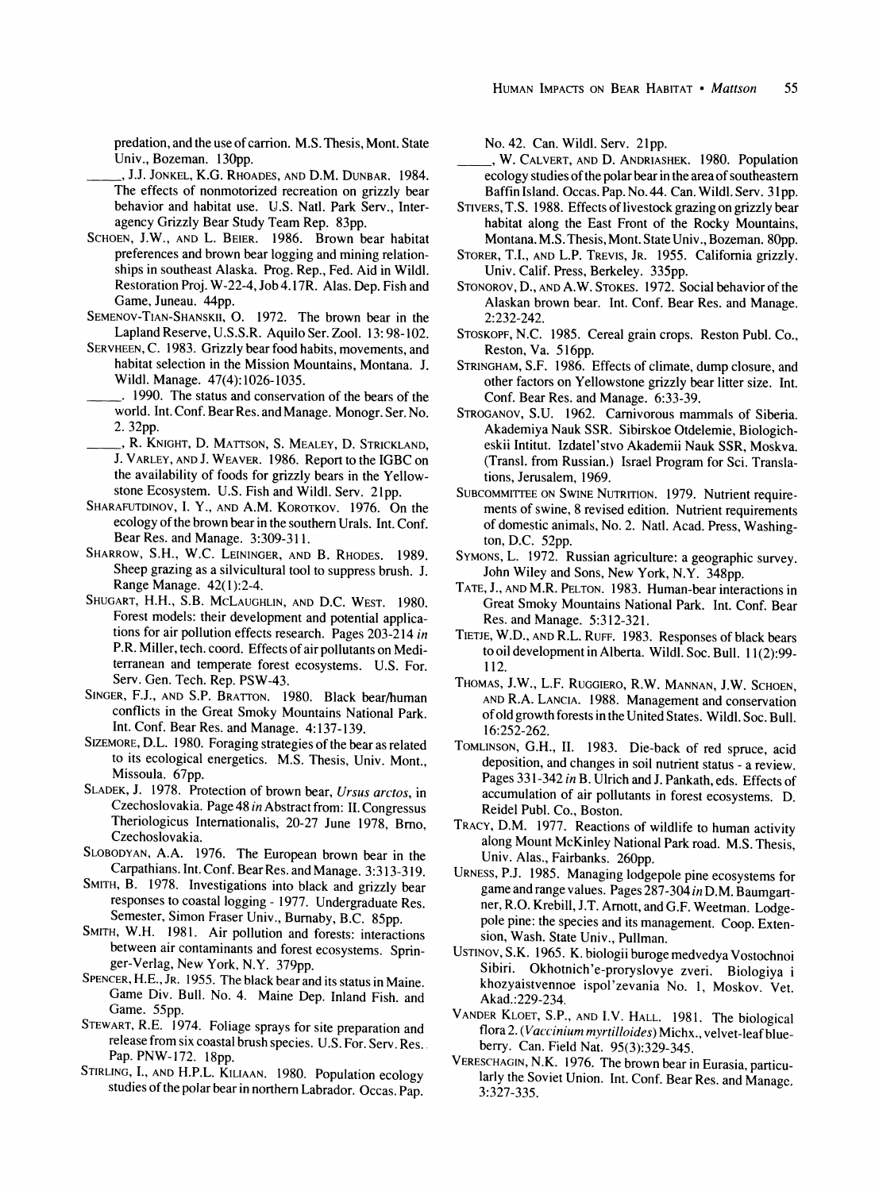predation, and the use of carrion. M.S. Thesis, Mont. State Univ., Bozeman. 130pp.

_____, J.J. Jonkel, K.G. Rhoades, and D.M. Dunbar. 1984. The effects of nonmotorized recreation on grizzly bear behavior and habitat use. U.S. Natl. Park Serv., Interagency Grizzly Bear Study Team Rep. 83pp.

Schoen, J.W., and L. Beier. 1986. Brown bear habitat preferences and brown bear logging and mining relationships in southeast Alaska. Prog. Rep., Fed. Aid in Wildl. Restoration Proj. W-22-4, Job 4.17R. Alas. Dep. Fish and Game, Juneau. 44pp.

Semenov-Tian-Shanskii, O. 1972. The brown bear in the Lapland Reserve, U.S.S.R. Aquilo Ser. Zool. 13: 98-102.

Servheen, C. 1983. Grizzly bear food habits, movements, and habitat selection in the Mission Mountains, Montana. J. Wildl. Manage. 47(4):1026-1035.

_____. 1990. The status and conservation of the bears of the world. Int. Conf. Bear Res. and Manage. Monogr. Ser. No. 2. 32pp.

_____, R. Knight, D. Mattson, S. Mealey, D. Strickland, J. Varley, and J. Weaver. 1986. Report to the IGBC on the availability of foods for grizzly bears in the Yellowstone Ecosystem. U.S. Fish and Wildl. Serv. 21pp.

Sharafutdinov, I. Y., and A.M. Korotkov. 1976. On the ecology of the brown bear in the southern Urals. Int. Conf. Bear Res. and Manage. 3:309-311.

Sharrow, S.H., W.C. Leininger, and B. Rhodes. 1989. Sheep grazing as a silvicultural tool to suppress brush. J. Range Manage. 42(1):2-4.

Shugart, H.H., S.B. McLaughlin, and D.C. West. 1980. Forest models: their development and potential applications for air pollution effects research. Pages 203-214 *in* P.R. Miller, tech. coord. Effects of air pollutants on Mediterranean and temperate forest ecosystems. U.S. For. Serv. Gen. Tech. Rep. PSW-43.

Singer, F.J., and S.P. Bratton. 1980. Black bear/human conflicts in the Great Smoky Mountains National Park. Int. Conf. Bear Res. and Manage. 4:137-139.

Sizemore, D.L. 1980. Foraging strategies of the bear as related to its ecological energetics. M.S. Thesis, Univ. Mont., Missoula. 67pp.

Sladek, J. 1978. Protection of brown bear, *Ursus arctos*, in Czechoslovakia. Page 48 *in* Abstract from: II. Congressus Theriologicus Internationalis, 20-27 June 1978, Brno, Czechoslovakia.

Slobodyan, A.A. 1976. The European brown bear in the Carpathians. Int. Conf. Bear Res. and Manage. 3:313-319.

Smith, B. 1978. Investigations into black and grizzly bear responses to coastal logging - 1977. Undergraduate Res. Semester, Simon Fraser Univ., Burnaby, B.C. 85pp.

Smith, W.H. 1981. Air pollution and forests: interactions between air contaminants and forest ecosystems. Springer-Verlag, New York, N.Y. 379pp.

Spencer, H.E., Jr. 1955. The black bear and its status in Maine. Game Div. Bull. No. 4. Maine Dep. Inland Fish. and Game. 55pp.

Stewart, R.E. 1974. Foliage sprays for site preparation and release from six coastal brush species. U.S. For. Serv. Res. Pap. PNW-172. 18pp.

Stirling, I., and H.P.L. Kiliaan. 1980. Population ecology studies of the polar bear in northern Labrador. Occas. Pap. No. 42. Can. Wildl. Serv. 21pp.

_____, W. Calvert, and D. Andriashek. 1980. Population ecology studies of the polar bear in the area of southeastern Baffin Island. Occas. Pap. No. 44. Can. Wildl. Serv. 31pp.

Stivers, T.S. 1988. Effects of livestock grazing on grizzly bear habitat along the East Front of the Rocky Mountains, Montana. M.S. Thesis, Mont. State Univ., Bozeman. 80pp.

Storer, T.I., and L.P. Trevis, Jr. 1955. California grizzly. Univ. Calif. Press, Berkeley. 335pp.

Stonorov, D., and A.W. Stokes. 1972. Social behavior of the Alaskan brown bear. Int. Conf. Bear Res. and Manage. 2:232-242.

Stoskopf, N.C. 1985. Cereal grain crops. Reston Publ. Co., Reston, Va. 516pp.

Stringham, S.F. 1986. Effects of climate, dump closure, and other factors on Yellowstone grizzly bear litter size. Int. Conf. Bear Res. and Manage. 6:33-39.

Stroganov, S.U. 1962. Carnivorous mammals of Siberia. Akademiya Nauk SSR. Sibirskoe Otdelemie, Biologicheskii Intitut. Izdatel'stvo Akademii Nauk SSR, Moskva. (Transl. from Russian.) Israel Program for Sci. Translations, Jerusalem, 1969.

Subcommittee on Swine Nutrition. 1979. Nutrient requirements of swine, 8 revised edition. Nutrient requirements of domestic animals, No. 2. Natl. Acad. Press, Washington, D.C. 52pp.

Symons, L. 1972. Russian agriculture: a geographic survey. John Wiley and Sons, New York, N.Y. 348pp.

Tate, J., and M.R. Pelton. 1983. Human-bear interactions in Great Smoky Mountains National Park. Int. Conf. Bear Res. and Manage. 5:312-321.

Tietje, W.D., and R.L. Ruff. 1983. Responses of black bears to oil development in Alberta. Wildl. Soc. Bull. 11(2):99-112.

Thomas, J.W., L.F. Ruggiero, R.W. Mannan, J.W. Schoen, and R.A. Lancia. 1988. Management and conservation of old growth forests in the United States. Wildl. Soc. Bull. 16:252-262.

Tomlinson, G.H., II. 1983. Die-back of red spruce, acid deposition, and changes in soil nutrient status - a review. Pages 331-342 *in* B. Ulrich and J. Pankath, eds. Effects of accumulation of air pollutants in forest ecosystems. D. Reidel Publ. Co., Boston.

Tracy, D.M. 1977. Reactions of wildlife to human activity along Mount McKinley National Park road. M.S. Thesis, Univ. Alas., Fairbanks. 260pp.

Urness, P.J. 1985. Managing lodgepole pine ecosystems for game and range values. Pages 287-304 *in* D.M. Baumgartner, R.O. Krebill, J.T. Arnott, and G.F. Weetman. Lodgepole pine: the species and its management. Coop. Extension, Wash. State Univ., Pullman.

Ustinov, S.K. 1965. K. biologii buroge medvedya Vostochnoi Sibiri. Okhotnich'e-proryslovye zveri. Biologiya i khozyaistvennoe ispol'zevania No. 1, Moskov. Vet. Akad.:229-234.

Vander Kloet, S.P., and I.V. Hall. 1981. The biological flora 2. (*Vaccinium myrtilloides*) Michx., velvet-leaf blueberry. Can. Field Nat. 95(3):329-345.

Vereschagin, N.K. 1976. The brown bear in Eurasia, particularly the Soviet Union. Int. Conf. Bear Res. and Manage. 3:327-335.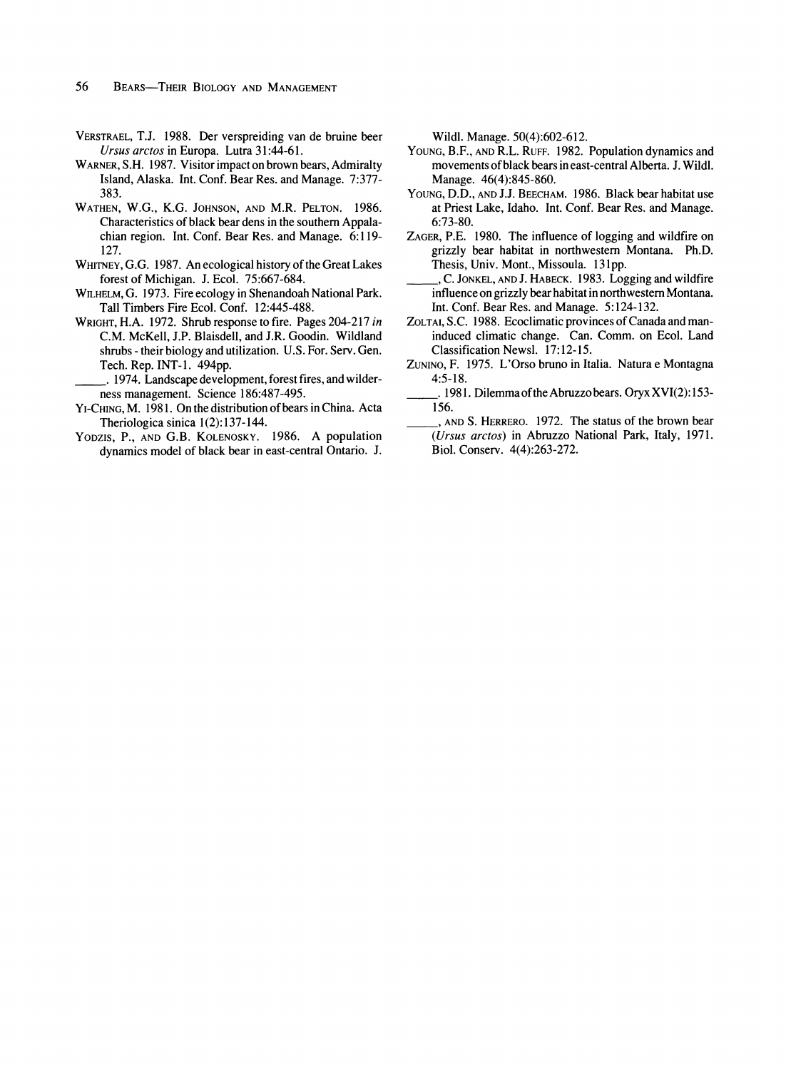VERSTRAEL, T.J. 1988. Der verspreiding van de bruine beer *Ursus arctos* in Europa. Lutra 31:44-61.

WARNER, S.H. 1987. Visitor impact on brown bears, Admiralty Island, Alaska. Int. Conf. Bear Res. and Manage. 7:377-383.

WATHEN, W.G., K.G. JOHNSON, AND M.R. PELTON. 1986. Characteristics of black bear dens in the southern Appalachian region. Int. Conf. Bear Res. and Manage. 6:119-127.

WHITNEY, G.G. 1987. An ecological history of the Great Lakes forest of Michigan. J. Ecol. 75:667-684.

WILHELM, G. 1973. Fire ecology in Shenandoah National Park. Tall Timbers Fire Ecol. Conf. 12:445-488.

WRIGHT, H.A. 1972. Shrub response to fire. Pages 204-217 *in* C.M. McKell, J.P. Blaisdell, and J.R. Goodin. Wildland shrubs - their biology and utilization. U.S. For. Serv. Gen. Tech. Rep. INT-1. 494pp.

_____. 1974. Landscape development, forest fires, and wilderness management. Science 186:487-495.

YI-CHING, M. 1981. On the distribution of bears in China. Acta Theriologica sinica 1(2):137-144.

YODZIS, P., AND G.B. KOLENOSKY. 1986. A population dynamics model of black bear in east-central Ontario. J. Wildl. Manage. 50(4):602-612.

YOUNG, B.F., AND R.L. RUFF. 1982. Population dynamics and movements of black bears in east-central Alberta. J. Wildl. Manage. 46(4):845-860.

YOUNG, D.D., AND J.J. BEECHAM. 1986. Black bear habitat use at Priest Lake, Idaho. Int. Conf. Bear Res. and Manage. 6:73-80.

ZAGER, P.E. 1980. The influence of logging and wildfire on grizzly bear habitat in northwestern Montana. Ph.D. Thesis, Univ. Mont., Missoula. 131pp.

_____, C. JONKEL, AND J. HABECK. 1983. Logging and wildfire influence on grizzly bear habitat in northwestern Montana. Int. Conf. Bear Res. and Manage. 5:124-132.

ZOLTAI, S.C. 1988. Ecoclimatic provinces of Canada and man-induced climatic change. Can. Comm. on Ecol. Land Classification Newsl. 17:12-15.

ZUNINO, F. 1975. L'Orso bruno in Italia. Natura e Montagna 4:5-18.

_____. 1981. Dilemma of the Abruzzo bears. Oryx XVI(2):153-156.

_____, AND S. HERRERO. 1972. The status of the brown bear (*Ursus arctos*) in Abruzzo National Park, Italy, 1971. Biol. Conserv. 4(4):263-272.